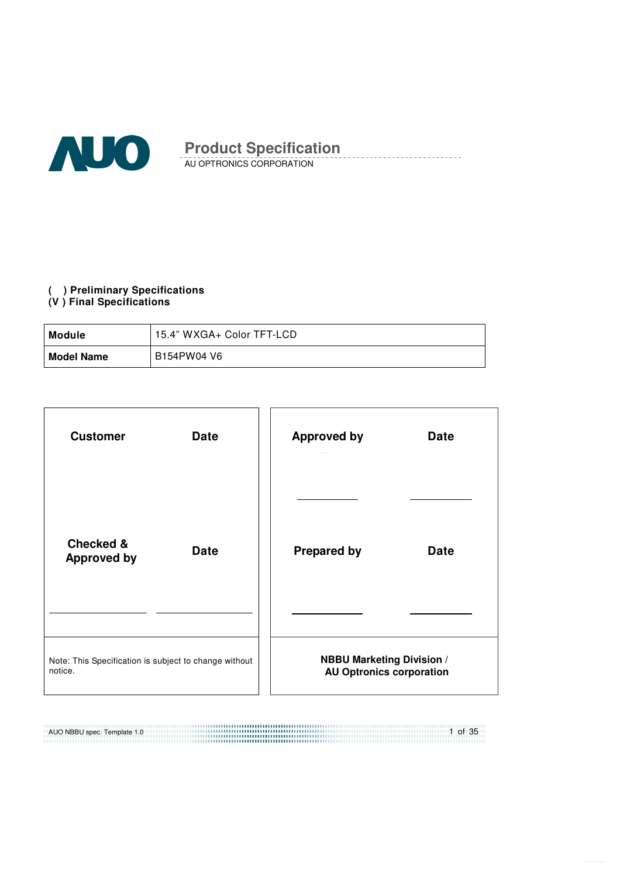AUO

# Product Specification

AU OPTRONICS CORPORATION

**(   ) Preliminary Specifications**
**(V ) Final Specifications**

| **Module** | 15.4" WXGA+ Color TFT-LCD |
|---|---|
| **Model Name** | B154PW04 V6 |

| **Customer** | **Date** | **Approved by** | **Date** |
|---|---|---|---|
| **Checked & Approved by** | **Date** | **Prepared by** | **Date** |
| Note: This Specification is subject to change without notice. | | **NBBU Marketing Division / AU Optronics corporation** | |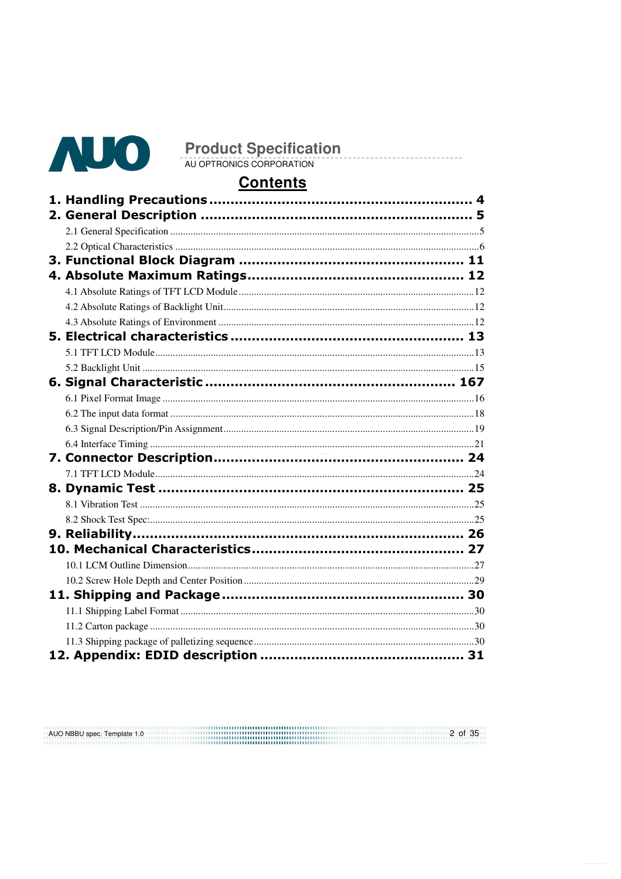# Contents

**1. Handling Precautions ............................................................ 4**

**2. General Description ............................................................ 5**

2.1 General Specification ............................................................5

2.2 Optical Characteristics ............................................................6

**3. Functional Block Diagram ............................................................ 11**

**4. Absolute Maximum Ratings ............................................................ 12**

4.1 Absolute Ratings of TFT LCD Module ............................................................12

4.2 Absolute Ratings of Backlight Unit ............................................................12

4.3 Absolute Ratings of Environment ............................................................12

**5. Electrical characteristics ............................................................ 13**

5.1 TFT LCD Module ............................................................13

5.2 Backlight Unit ............................................................15

**6. Signal Characteristic ............................................................ 167**

6.1 Pixel Format Image ............................................................16

6.2 The input data format ............................................................18

6.3 Signal Description/Pin Assignment ............................................................19

6.4 Interface Timing ............................................................21

**7. Connector Description ............................................................ 24**

7.1 TFT LCD Module ............................................................24

**8. Dynamic Test ............................................................ 25**

8.1 Vibration Test ............................................................25

8.2 Shock Test Spec: ............................................................25

**9. Reliability ............................................................ 26**

**10. Mechanical Characteristics ............................................................ 27**

10.1 LCM Outline Dimension ............................................................27

10.2 Screw Hole Depth and Center Position ............................................................29

**11. Shipping and Package ............................................................ 30**

11.1 Shipping Label Format ............................................................30

11.2 Carton package ............................................................30

11.3 Shipping package of palletizing sequence ............................................................30

**12. Appendix: EDID description ............................................................ 31**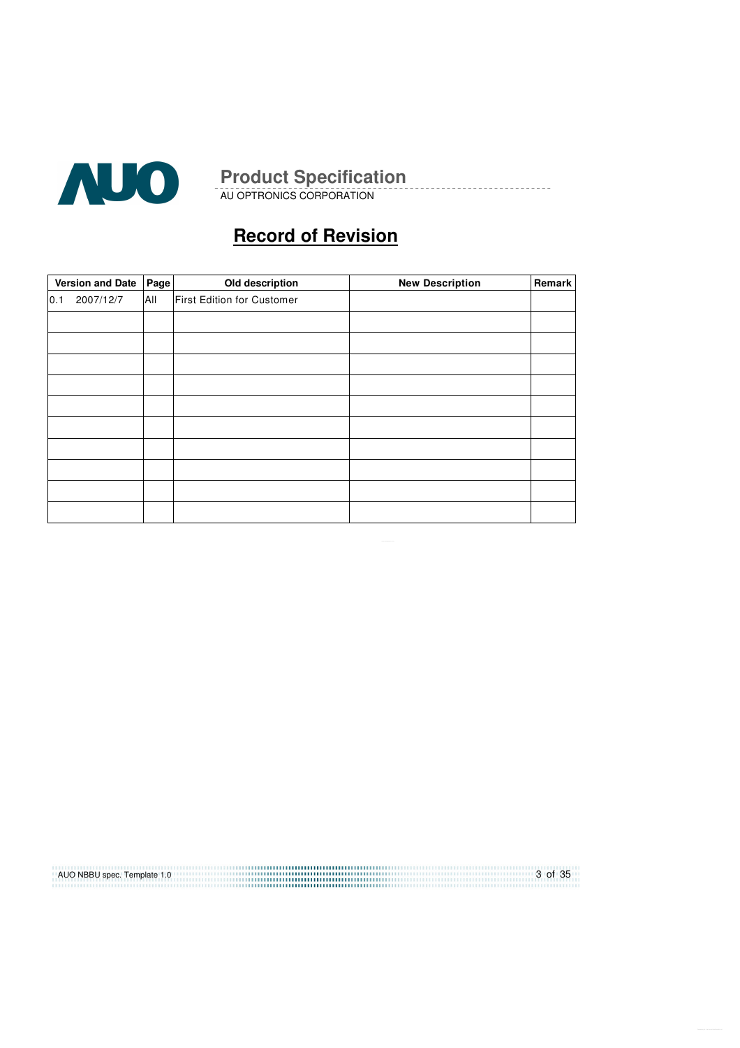# Record of Revision

| Version and Date | Page | Old description | New Description | Remark |
|---|---|---|---|---|
| 0.1 2007/12/7 | All | First Edition for Customer | | |
| | | | | |
| | | | | |
| | | | | |
| | | | | |
| | | | | |
| | | | | |
| | | | | |
| | | | | |
| | | | | |
| | | | | |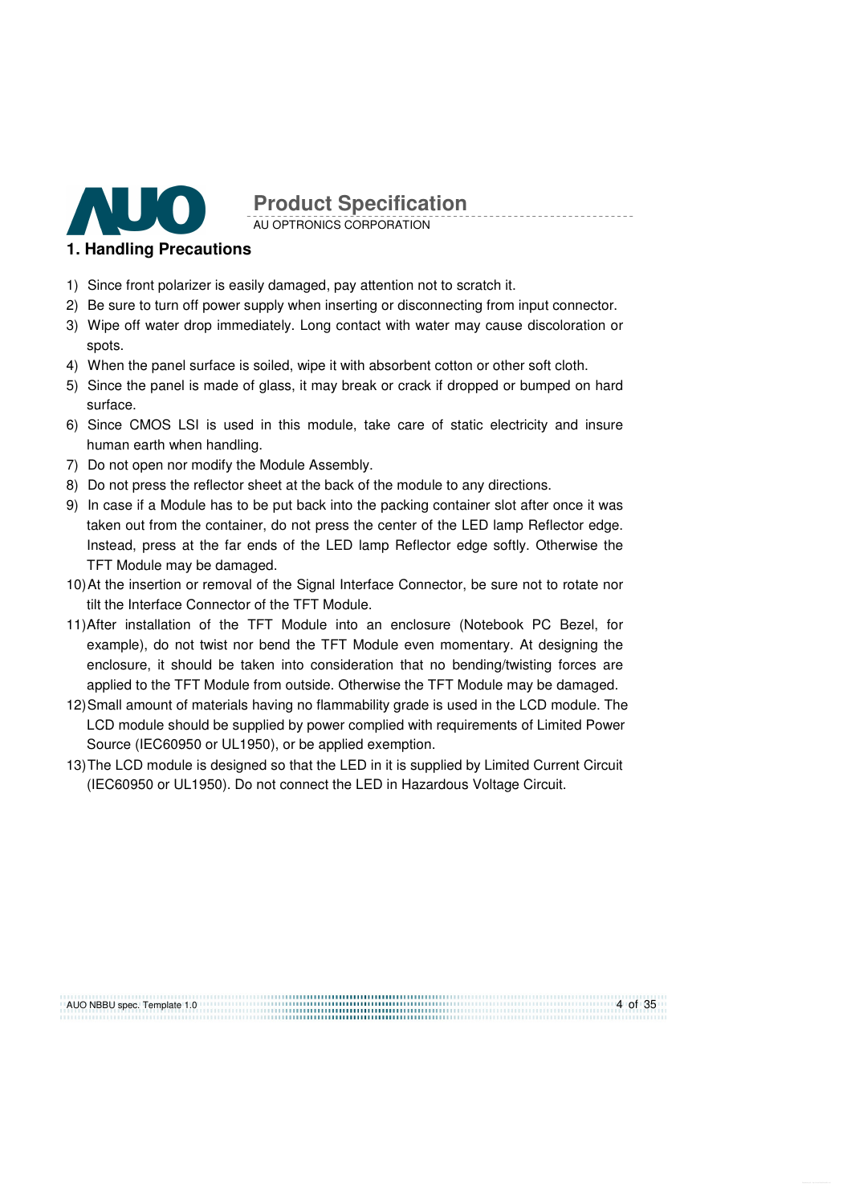## 1. Handling Precautions

1) Since front polarizer is easily damaged, pay attention not to scratch it.
2) Be sure to turn off power supply when inserting or disconnecting from input connector.
3) Wipe off water drop immediately. Long contact with water may cause discoloration or spots.
4) When the panel surface is soiled, wipe it with absorbent cotton or other soft cloth.
5) Since the panel is made of glass, it may break or crack if dropped or bumped on hard surface.
6) Since CMOS LSI is used in this module, take care of static electricity and insure human earth when handling.
7) Do not open nor modify the Module Assembly.
8) Do not press the reflector sheet at the back of the module to any directions.
9) In case if a Module has to be put back into the packing container slot after once it was taken out from the container, do not press the center of the LED lamp Reflector edge. Instead, press at the far ends of the LED lamp Reflector edge softly. Otherwise the TFT Module may be damaged.
10) At the insertion or removal of the Signal Interface Connector, be sure not to rotate nor tilt the Interface Connector of the TFT Module.
11) After installation of the TFT Module into an enclosure (Notebook PC Bezel, for example), do not twist nor bend the TFT Module even momentary. At designing the enclosure, it should be taken into consideration that no bending/twisting forces are applied to the TFT Module from outside. Otherwise the TFT Module may be damaged.
12) Small amount of materials having no flammability grade is used in the LCD module. The LCD module should be supplied by power complied with requirements of Limited Power Source (IEC60950 or UL1950), or be applied exemption.
13) The LCD module is designed so that the LED in it is supplied by Limited Current Circuit (IEC60950 or UL1950). Do not connect the LED in Hazardous Voltage Circuit.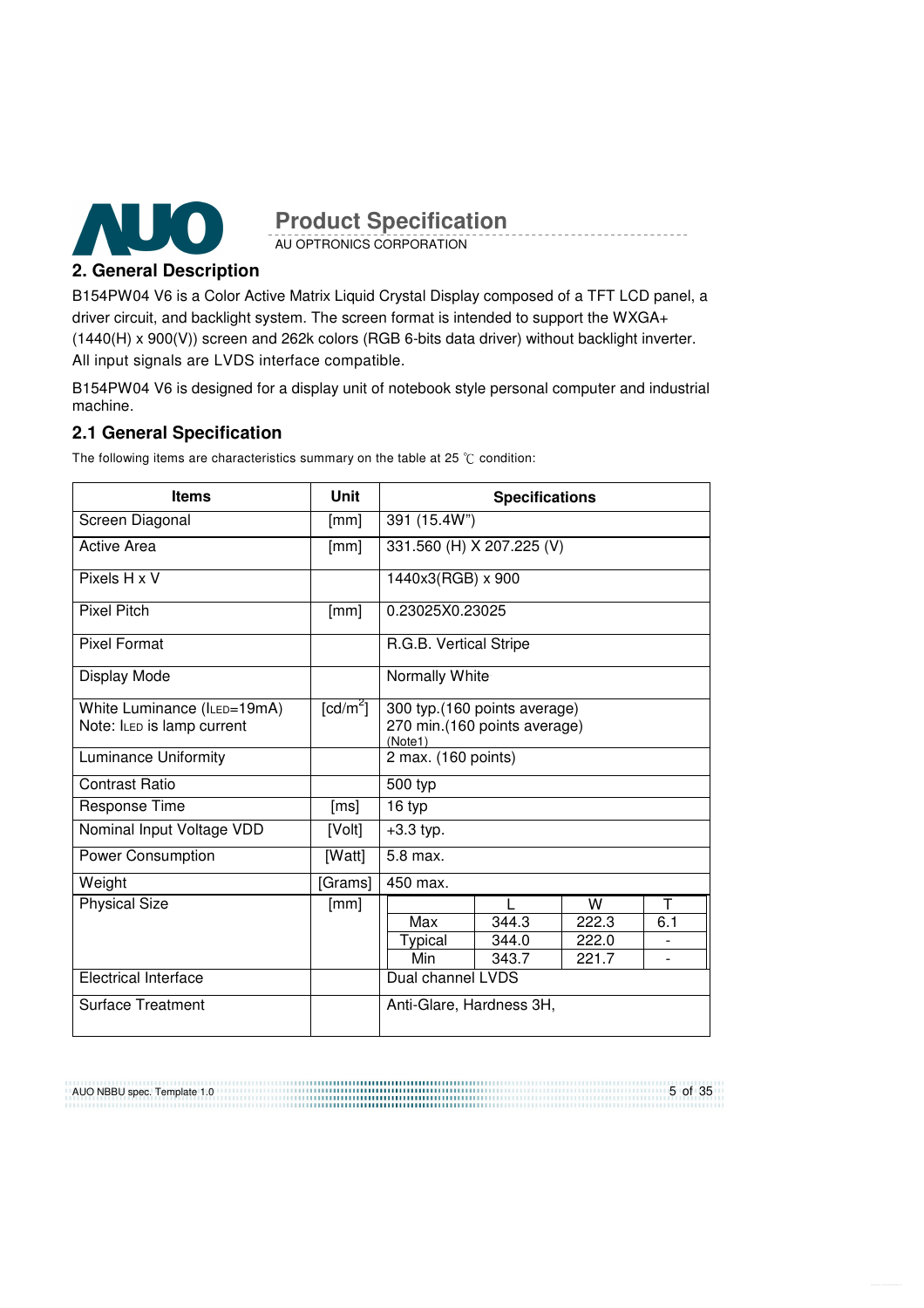## 2. General Description

B154PW04 V6 is a Color Active Matrix Liquid Crystal Display composed of a TFT LCD panel, a driver circuit, and backlight system. The screen format is intended to support the WXGA+ (1440(H) x 900(V)) screen and 262k colors (RGB 6-bits data driver) without backlight inverter. All input signals are LVDS interface compatible.

B154PW04 V6 is designed for a display unit of notebook style personal computer and industrial machine.

### 2.1 General Specification

The following items are characteristics summary on the table at 25 ℃ condition:

| Items | Unit | Specifications |
|---|---|---|
| Screen Diagonal | [mm] | 391 (15.4W") |
| Active Area | [mm] | 331.560 (H) X 207.225 (V) |
| Pixels H x V | | 1440x3(RGB) x 900 |
| Pixel Pitch | [mm] | 0.23025X0.23025 |
| Pixel Format | | R.G.B. Vertical Stripe |
| Display Mode | | Normally White |
| White Luminance ($I_{LED}$=19mA)<br>Note: $I_{LED}$ is lamp current | [cd/m$^2$] | 300 typ.(160 points average)<br>270 min.(160 points average)<br>(Note1) |
| Luminance Uniformity | | 2 max. (160 points) |
| Contrast Ratio | | 500 typ |
| Response Time | [ms] | 16 typ |
| Nominal Input Voltage VDD | [Volt] | +3.3 typ. |
| Power Consumption | [Watt] | 5.8 max. |
| Weight | [Grams] | 450 max. |
| Physical Size | [mm] | (see sub-table below) |
| Electrical Interface | | Dual channel LVDS |
| Surface Treatment | | Anti-Glare, Hardness 3H, |

Physical Size [mm]:

| | L | W | T |
|---|---|---|---|
| Max | 344.3 | 222.3 | 6.1 |
| Typical | 344.0 | 222.0 | - |
| Min | 343.7 | 221.7 | - |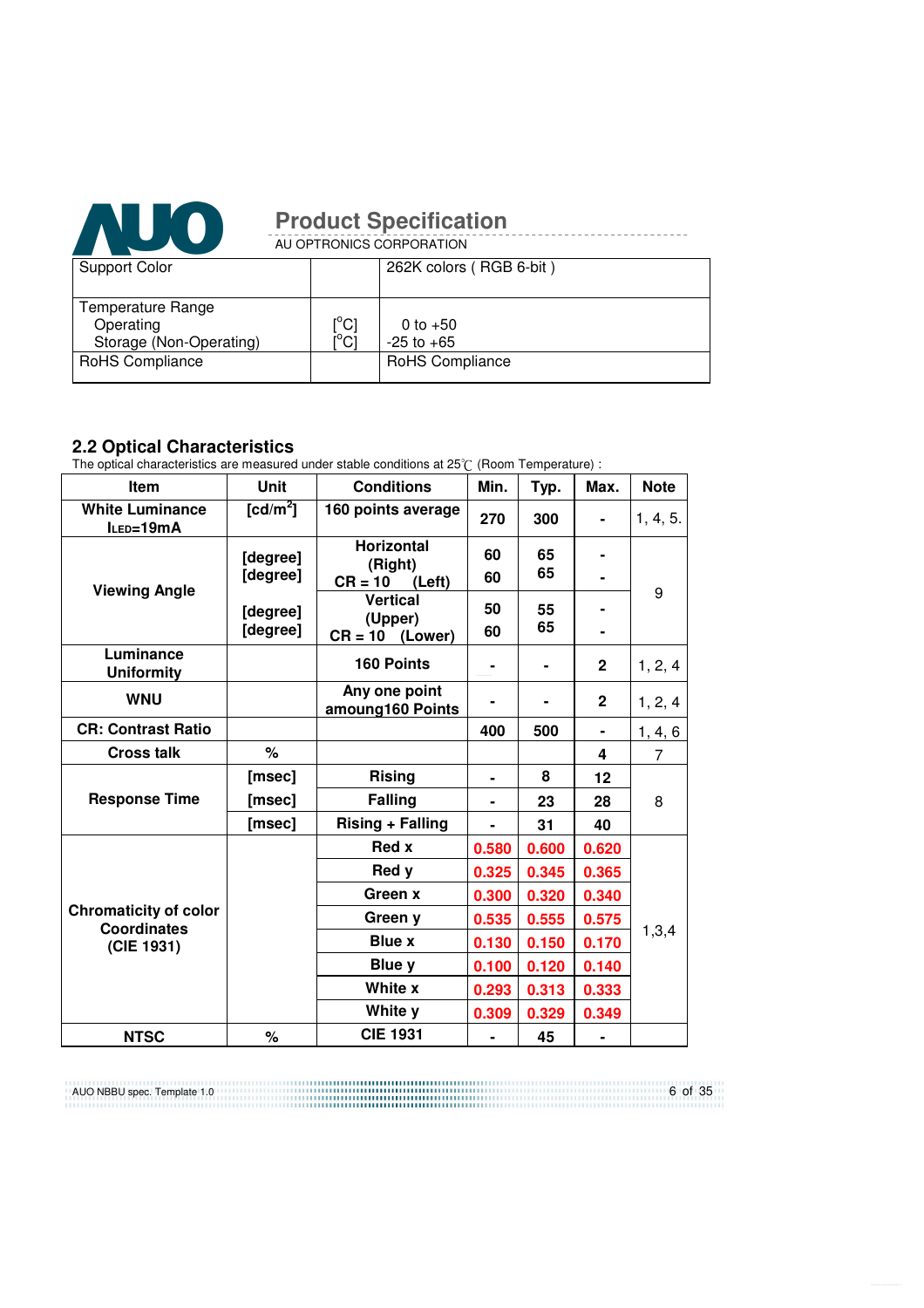| Support Color | | 262K colors ( RGB 6-bit ) |
|---|---|---|
| Temperature Range<br>Operating<br>Storage (Non-Operating) | <br>[°C]<br>[°C] | <br>0 to +50<br>-25 to +65 |
| RoHS Compliance | | RoHS Compliance |

## 2.2 Optical Characteristics

The optical characteristics are measured under stable conditions at 25℃ (Room Temperature) :

| Item | Unit | Conditions | | Min. | Typ. | Max. | Note |
|---|---|---|---|---|---|---|---|
| White Luminance $I_{LED}$=19mA | [cd/m²] | 160 points average | | 270 | 300 | - | 1, 4, 5. |
| Viewing Angle | [degree] | Horizontal CR = 10 | (Right) | 60 | 65 | - | 9 |
| | [degree] | | (Left) | 60 | 65 | - | |
| | [degree] | Vertical CR = 10 | (Upper) | 50 | 55 | - | |
| | [degree] | | (Lower) | 60 | 65 | - | |
| Luminance Uniformity | | 160 Points | | - | - | 2 | 1, 2, 4 |
| WNU | | Any one point amoung160 Points | | - | - | 2 | 1, 2, 4 |
| CR: Contrast Ratio | | | | 400 | 500 | - | 1, 4, 6 |
| Cross talk | % | | | | | 4 | 7 |
| Response Time | [msec] | Rising | | - | 8 | 12 | 8 |
| | [msec] | Falling | | - | 23 | 28 | |
| | [msec] | Rising + Falling | | - | 31 | 40 | |
| Chromaticity of color Coordinates (CIE 1931) | | Red x | | 0.580 | 0.600 | 0.620 | 1,3,4 |
| | | Red y | | 0.325 | 0.345 | 0.365 | |
| | | Green x | | 0.300 | 0.320 | 0.340 | |
| | | Green y | | 0.535 | 0.555 | 0.575 | |
| | | Blue x | | 0.130 | 0.150 | 0.170 | |
| | | Blue y | | 0.100 | 0.120 | 0.140 | |
| | | White x | | 0.293 | 0.313 | 0.333 | |
| | | White y | | 0.309 | 0.329 | 0.349 | |
| NTSC | % | CIE 1931 | | - | 45 | - | |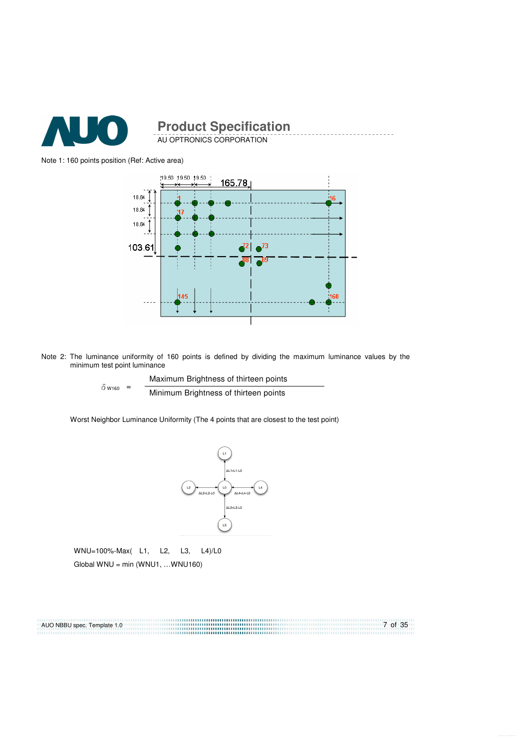Note 1: 160 points position (Ref: Active area)

Note 2: The luminance uniformity of 160 points is defined by dividing the maximum luminance values by the minimum test point luminance

$$\delta_{W160} = \frac{\text{Maximum Brightness of thirteen points}}{\text{Minimum Brightness of thirteen points}}$$

Worst Neighbor Luminance Uniformity (The 4 points that are closest to the test point)

WNU=100%-Max( L1, L2, L3, L4)/L0

Global WNU = min (WNU1, …WNU160)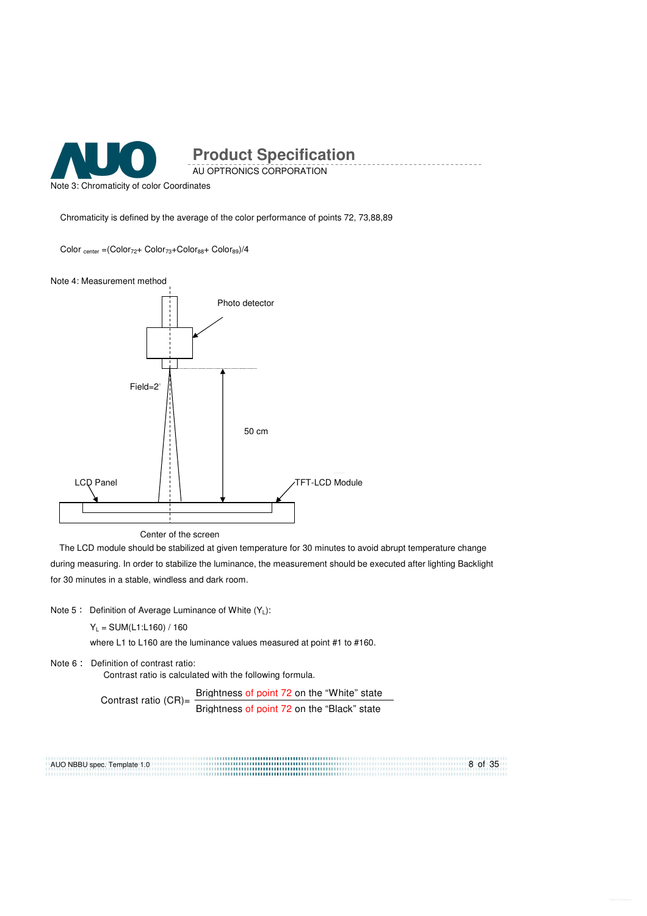Note 3: Chromaticity of color Coordinates

Chromaticity is defined by the average of the color performance of points 72, 73,88,89

$Color_{center} = (Color_{72} + Color_{73} + Color_{88} + Color_{89})/4$

Note 4: Measurement method

Photo detector

Field=2°

50 cm

LCD Panel

TFT-LCD Module

Center of the screen

The LCD module should be stabilized at given temperature for 30 minutes to avoid abrupt temperature change during measuring. In order to stabilize the luminance, the measurement should be executed after lighting Backlight for 30 minutes in a stable, windless and dark room.

Note 5： Definition of Average Luminance of White ($Y_L$):

$Y_L$ = SUM(L1:L160) / 160

where L1 to L160 are the luminance values measured at point #1 to #160.

Note 6： Definition of contrast ratio:

Contrast ratio is calculated with the following formula.

$$\text{Contrast ratio (CR)} = \frac{\text{Brightness of point 72 on the "White" state}}{\text{Brightness of point 72 on the "Black" state}}$$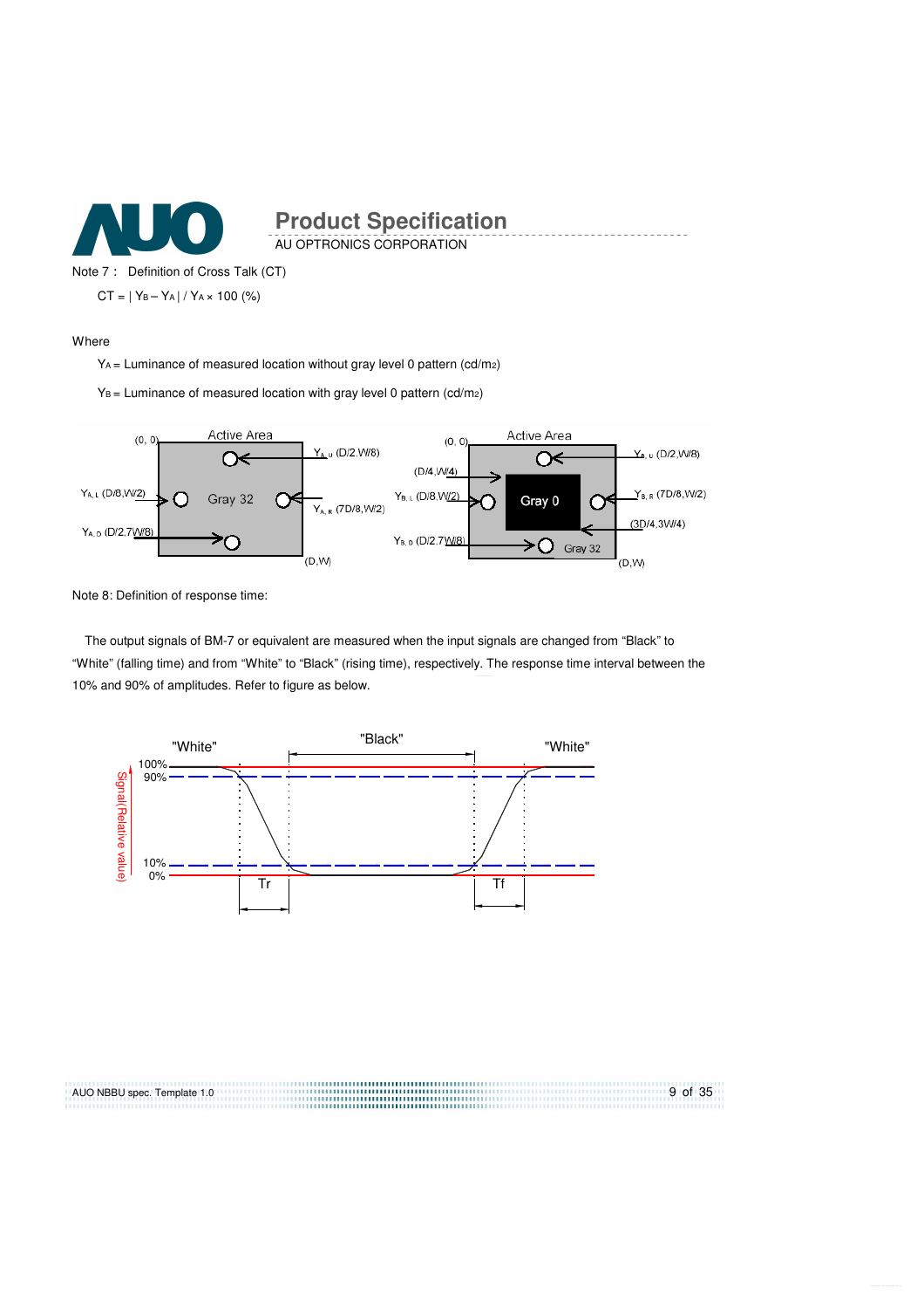Note 7 : Definition of Cross Talk (CT)

$CT = | Y_B - Y_A | / Y_A \times 100$ (%)

Where

$Y_A$ = Luminance of measured location without gray level 0 pattern (cd/m2)

$Y_B$ = Luminance of measured location with gray level 0 pattern (cd/m2)

Note 8: Definition of response time:

The output signals of BM-7 or equivalent are measured when the input signals are changed from “Black” to “White” (falling time) and from “White” to “Black” (rising time), respectively. The response time interval between the 10% and 90% of amplitudes. Refer to figure as below.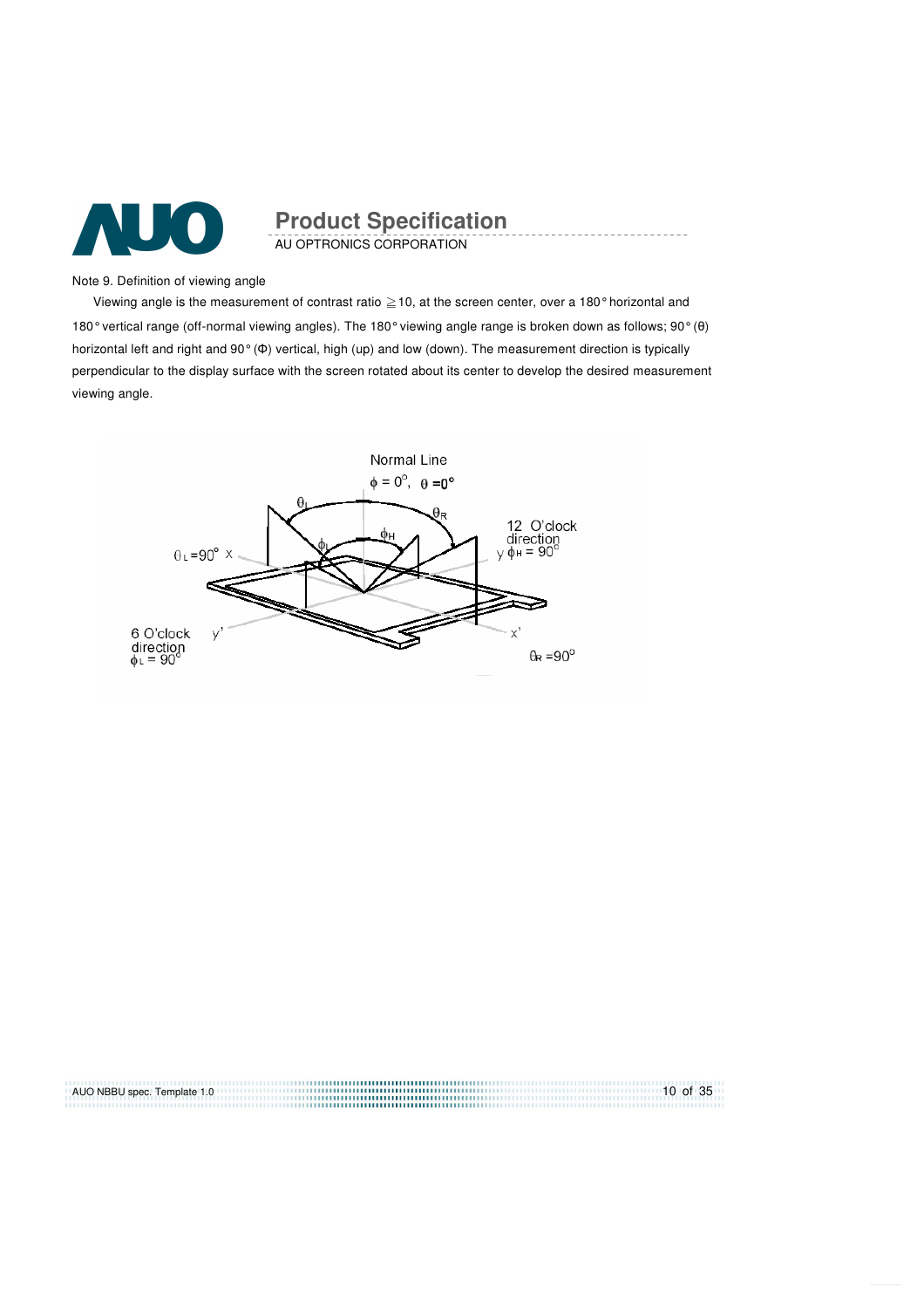Note 9. Definition of viewing angle

Viewing angle is the measurement of contrast ratio ≧10, at the screen center, over a 180° horizontal and 180° vertical range (off-normal viewing angles). The 180° viewing angle range is broken down as follows; 90° (θ) horizontal left and right and 90° (Φ) vertical, high (up) and low (down). The measurement direction is typically perpendicular to the display surface with the screen rotated about its center to develop the desired measurement viewing angle.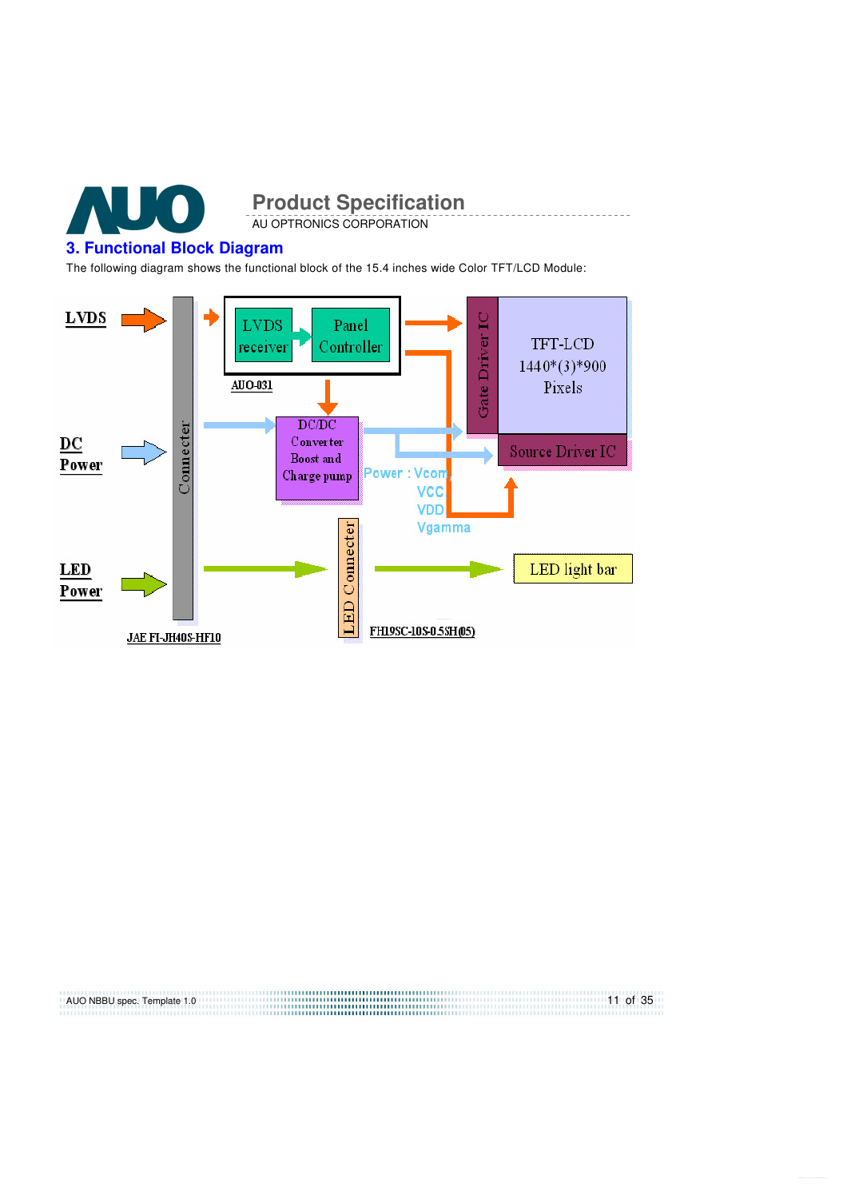## 3. Functional Block Diagram

The following diagram shows the functional block of the 15.4 inches wide Color TFT/LCD Module:

LVDS

DC Power

LED Power

Connecter

JAE FI-JH40S-HF10

LVDS receiver

Panel Controller

AUO-031

DC/DC Converter Boost and Charge pump

Power : Vcom VCC VDD Vgamma

LED Connecter

FH19SC-10S-0.5SH(05)

Gate Driver IC

TFT-LCD 1440*(3)*900 Pixels

Source Driver IC

LED light bar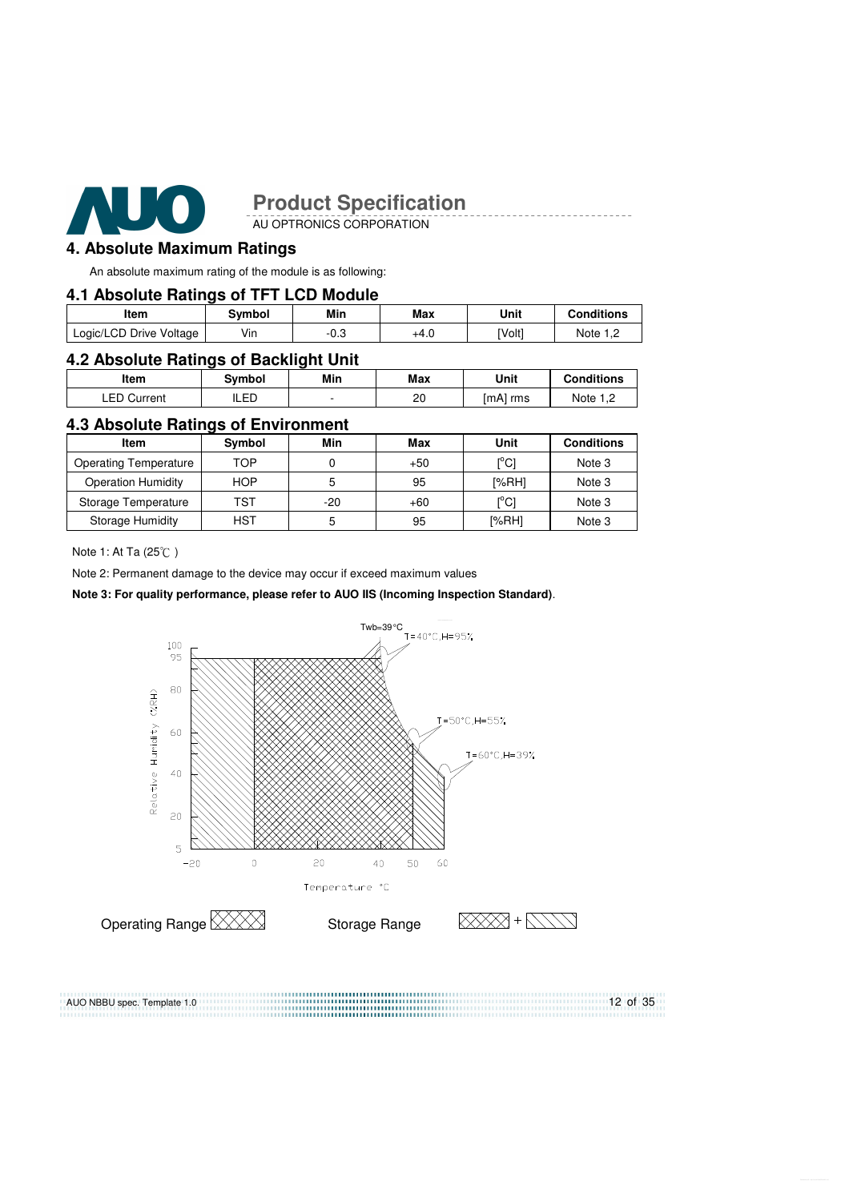## 4. Absolute Maximum Ratings

An absolute maximum rating of the module is as following:

### 4.1 Absolute Ratings of TFT LCD Module

| Item | Symbol | Min | Max | Unit | Conditions |
|---|---|---|---|---|---|
| Logic/LCD Drive Voltage | Vin | -0.3 | +4.0 | [Volt] | Note 1,2 |

### 4.2 Absolute Ratings of Backlight Unit

| Item | Symbol | Min | Max | Unit | Conditions |
|---|---|---|---|---|---|
| LED Current | ILED | - | 20 | [mA] rms | Note 1,2 |

### 4.3 Absolute Ratings of Environment

| Item | Symbol | Min | Max | Unit | Conditions |
|---|---|---|---|---|---|
| Operating Temperature | TOP | 0 | +50 | [°C] | Note 3 |
| Operation Humidity | HOP | 5 | 95 | [%RH] | Note 3 |
| Storage Temperature | TST | -20 | +60 | [°C] | Note 3 |
| Storage Humidity | HST | 5 | 95 | [%RH] | Note 3 |

Note 1: At Ta (25℃ )

Note 2: Permanent damage to the device may occur if exceed maximum values

**Note 3: For quality performance, please refer to AUO IIS (Incoming Inspection Standard)**.

Twb=39°C
T=40°C,H=95%
T=50°C,H=55%
T=60°C,H=39%

Relative Humidity (%RH)

Temperature °C

Operating Range

Storage Range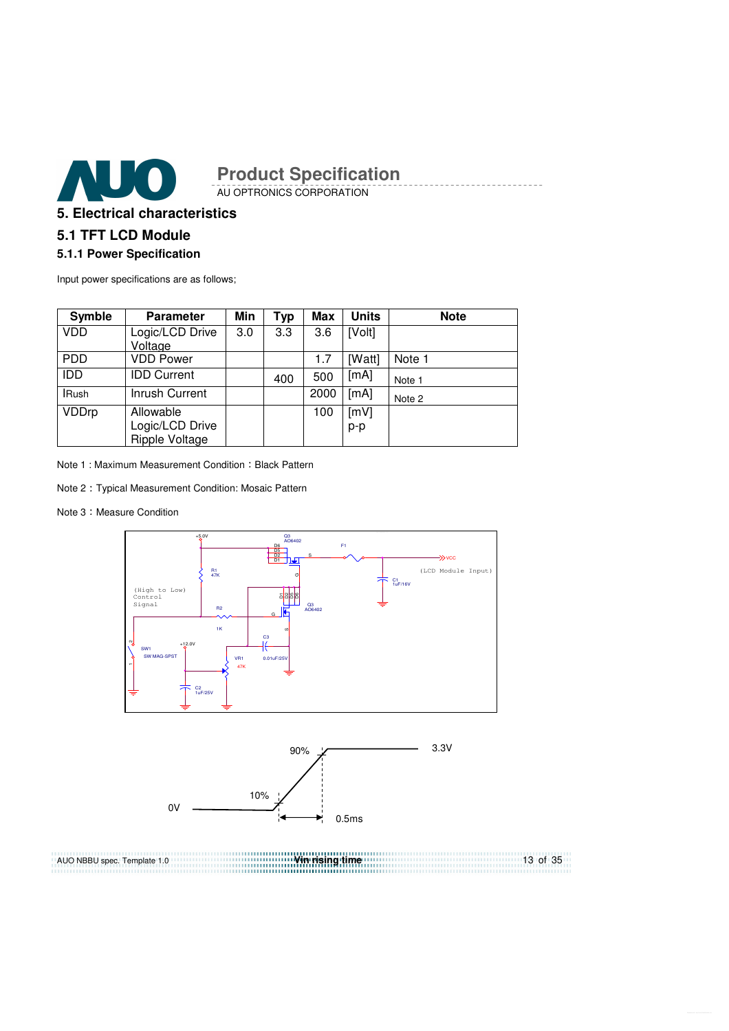## 5. Electrical characteristics

## 5.1 TFT LCD Module

### 5.1.1 Power Specification

Input power specifications are as follows;

| Symble | Parameter | Min | Typ | Max | Units | Note |
|---|---|---|---|---|---|---|
| VDD | Logic/LCD Drive Voltage | 3.0 | 3.3 | 3.6 | [Volt] | |
| PDD | VDD Power | | | 1.7 | [Watt] | Note 1 |
| IDD | IDD Current | | 400 | 500 | [mA] | Note 1 |
| IRush | Inrush Current | | | 2000 | [mA] | Note 2 |
| VDDrp | Allowable Logic/LCD Drive Ripple Voltage | | | 100 | [mV] p-p | |

Note 1 : Maximum Measurement Condition：Black Pattern

Note 2：Typical Measurement Condition: Mosaic Pattern

Note 3：Measure Condition

Vin rising time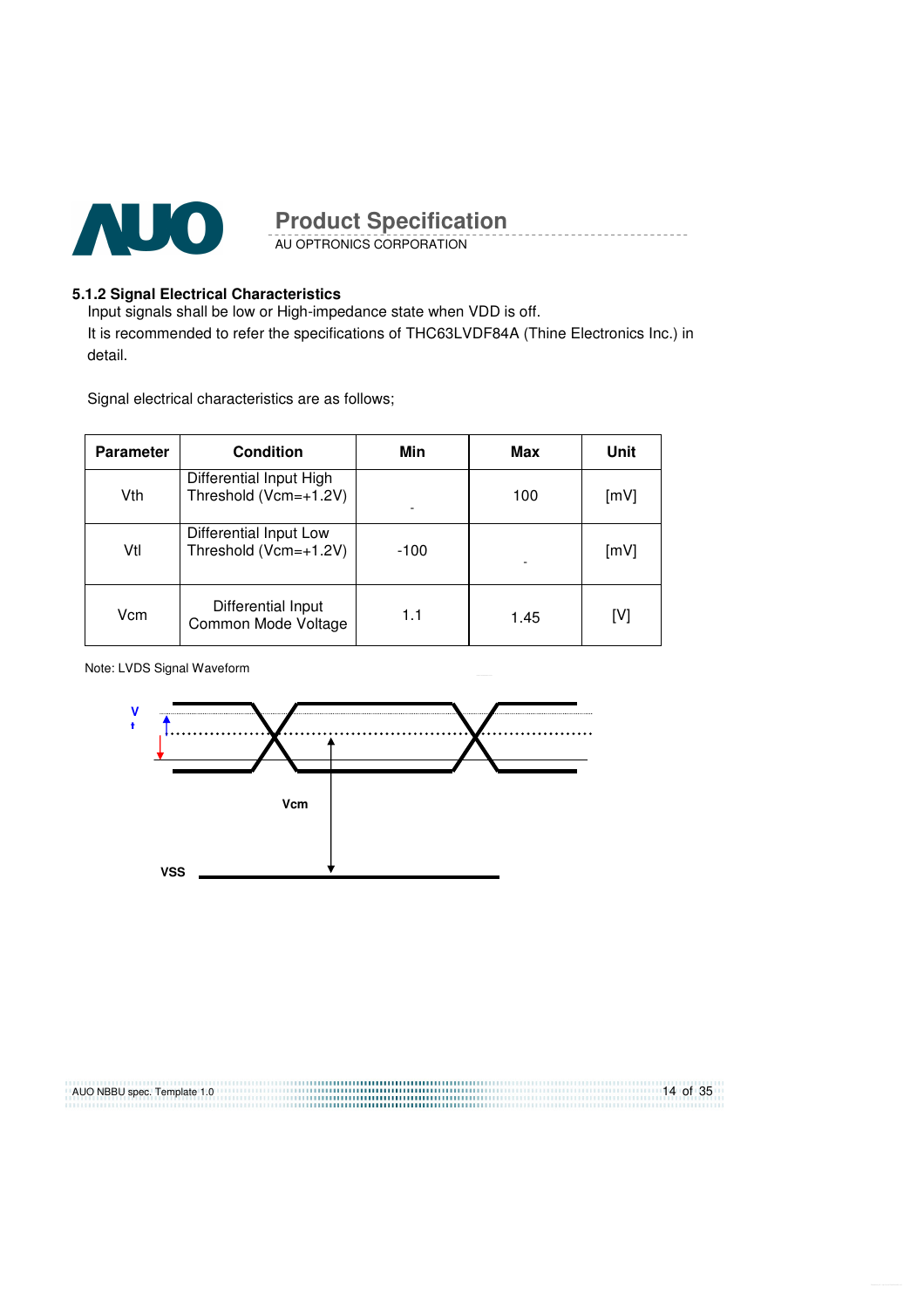### 5.1.2 Signal Electrical Characteristics

Input signals shall be low or High-impedance state when VDD is off.

It is recommended to refer the specifications of THC63LVDF84A (Thine Electronics Inc.) in detail.

Signal electrical characteristics are as follows;

| Parameter | Condition | Min | Max | Unit |
|---|---|---|---|---|
| Vth | Differential Input High Threshold (Vcm=+1.2V) | - | 100 | [mV] |
| Vtl | Differential Input Low Threshold (Vcm=+1.2V) | -100 | - | [mV] |
| Vcm | Differential Input Common Mode Voltage | 1.1 | 1.45 | [V] |

Note: LVDS Signal Waveform

V
t

Vcm

VSS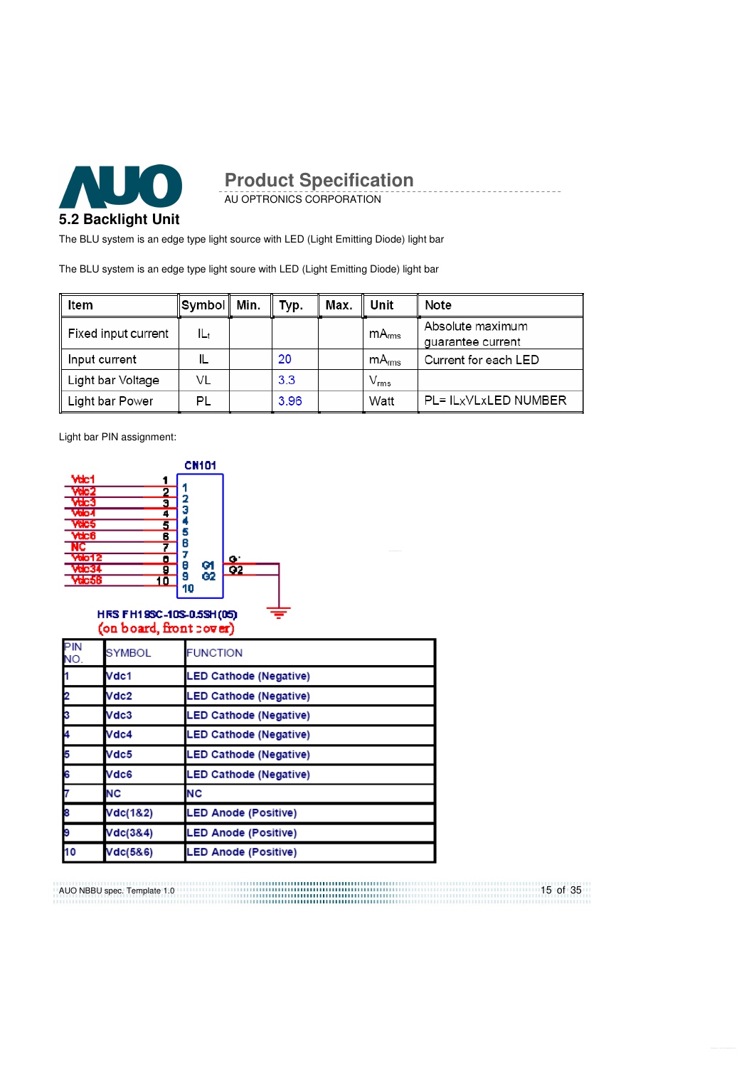## 5.2 Backlight Unit

The BLU system is an edge type light source with LED (Light Emitting Diode) light bar

The BLU system is an edge type light soure with LED (Light Emitting Diode) light bar

| Item | Symbol | Min. | Typ. | Max. | Unit | Note |
|---|---|---|---|---|---|---|
| Fixed input current | $IL_t$ | | | | $mA_{rms}$ | Absolute maximum guarantee current |
| Input current | IL | | 20 | | $mA_{rms}$ | Current for each LED |
| Light bar Voltage | VL | | 3.3 | | $V_{rms}$ | |
| Light bar Power | PL | | 3.96 | | Watt | PL= ILxVLxLED NUMBER |

Light bar PIN assignment:

CN101

HRS FH19SC-10S-0.5SH(05)
(on board, front cover)

| PIN NO. | SYMBOL | FUNCTION |
|---|---|---|
| 1 | Vdc1 | LED Cathode (Negative) |
| 2 | Vdc2 | LED Cathode (Negative) |
| 3 | Vdc3 | LED Cathode (Negative) |
| 4 | Vdc4 | LED Cathode (Negative) |
| 5 | Vdc5 | LED Cathode (Negative) |
| 6 | Vdc6 | LED Cathode (Negative) |
| 7 | NC | NC |
| 8 | Vdc(1&2) | LED Anode (Positive) |
| 9 | Vdc(3&4) | LED Anode (Positive) |
| 10 | Vdc(5&6) | LED Anode (Positive) |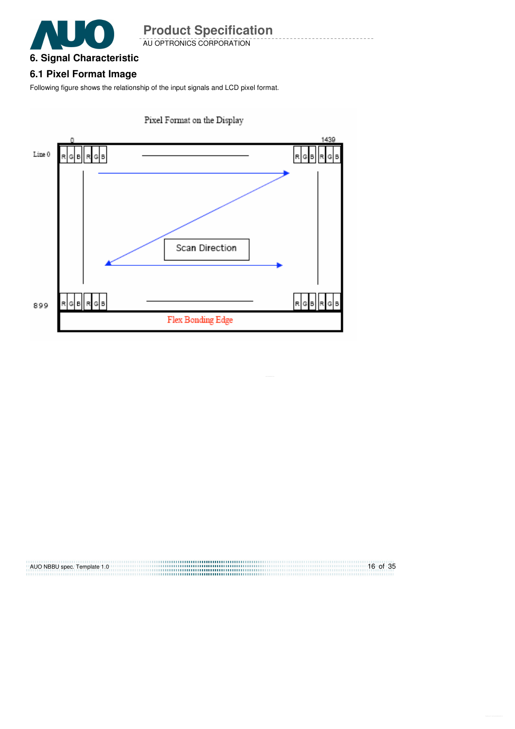## 6. Signal Characteristic

### 6.1 Pixel Format Image

Following figure shows the relationship of the input signals and LCD pixel format.

Pixel Format on the Display

0 1439

Line 0

899

Scan Direction

Flex Bonding Edge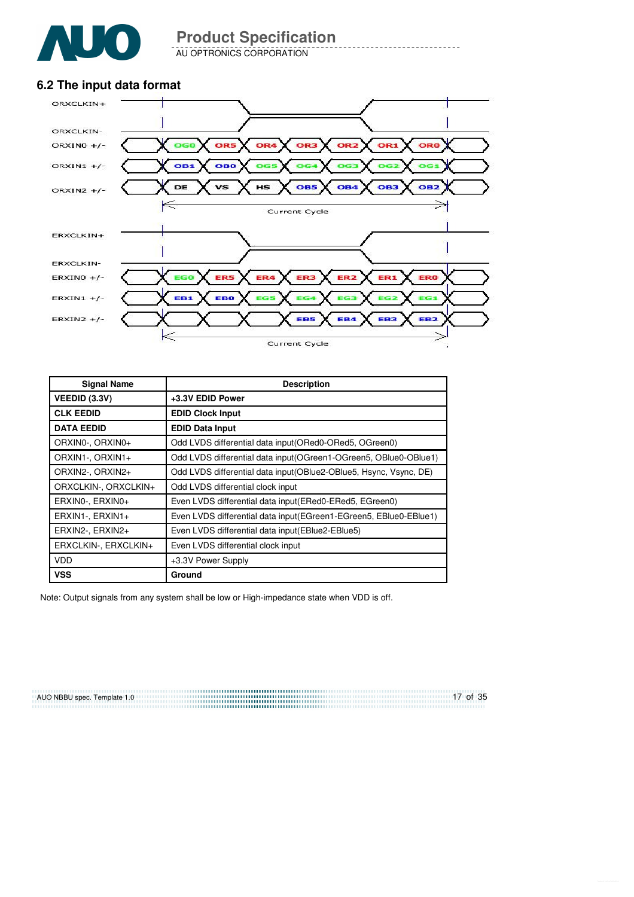## 6.2 The input data format

ORXCLKIN+

ORXCLKIN-

ORXIN0 +/- OG0 OR5 OR4 OR3 OR2 OR1 OR0

ORXIN1 +/- OB1 OB0 OG5 OG4 OG3 OG2 OG1

ORXIN2 +/- DE VS HS OB5 OB4 OB3 OB2

Current Cycle

ERXCLKIN+

ERXCLKIN-

ERXIN0 +/- EG0 ER5 ER4 ER3 ER2 ER1 ER0

ERXIN1 +/- EB1 EB0 EG5 EG4 EG3 EG2 EG1

ERXIN2 +/- EB5 EB4 EB3 EB2

Current Cycle

| Signal Name | Description |
|---|---|
| **VEEDID (3.3V)** | **+3.3V EDID Power** |
| **CLK EEDID** | **EDID Clock Input** |
| **DATA EEDID** | **EDID Data Input** |
| ORXIN0-, ORXIN0+ | Odd LVDS differential data input(ORed0-ORed5, OGreen0) |
| ORXIN1-, ORXIN1+ | Odd LVDS differential data input(OGreen1-OGreen5, OBlue0-OBlue1) |
| ORXIN2-, ORXIN2+ | Odd LVDS differential data input(OBlue2-OBlue5, Hsync, Vsync, DE) |
| ORXCLKIN-, ORXCLKIN+ | Odd LVDS differential clock input |
| ERXIN0-, ERXIN0+ | Even LVDS differential data input(ERed0-ERed5, EGreen0) |
| ERXIN1-, ERXIN1+ | Even LVDS differential data input(EGreen1-EGreen5, EBlue0-EBlue1) |
| ERXIN2-, ERXIN2+ | Even LVDS differential data input(EBlue2-EBlue5) |
| ERXCLKIN-, ERXCLKIN+ | Even LVDS differential clock input |
| VDD | +3.3V Power Supply |
| **VSS** | **Ground** |

Note: Output signals from any system shall be low or High-impedance state when VDD is off.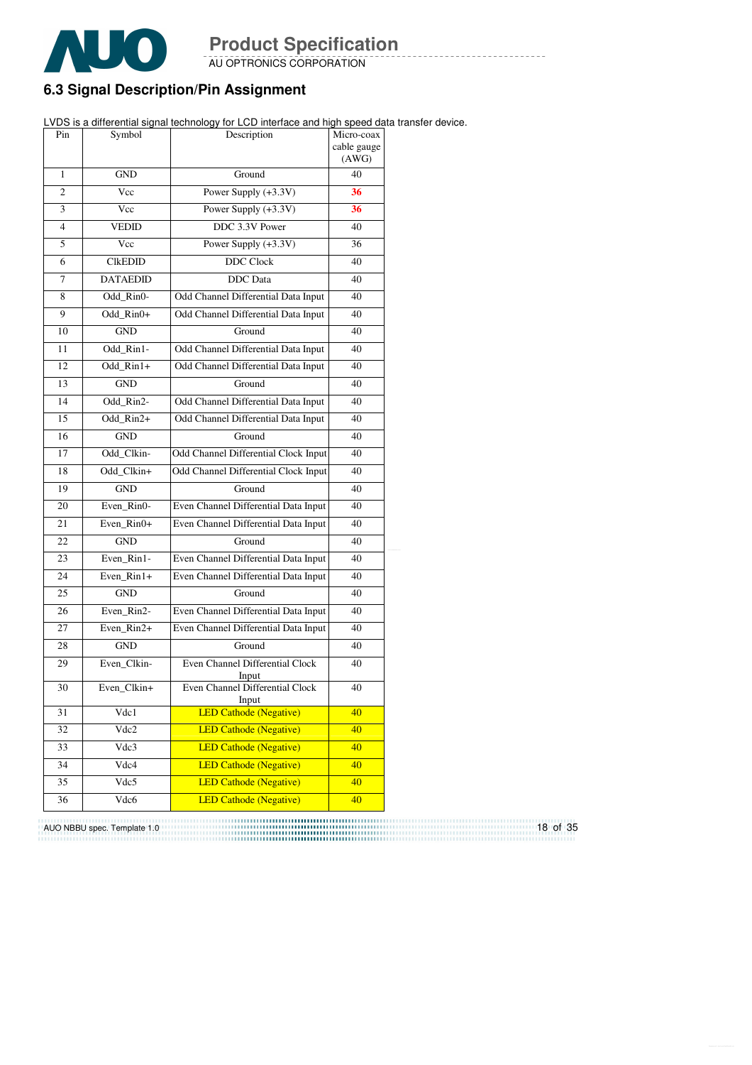## 6.3 Signal Description/Pin Assignment

LVDS is a differential signal technology for LCD interface and high speed data transfer device.

| Pin | Symbol | Description | Micro-coax cable gauge (AWG) |
|---|---|---|---|
| 1 | GND | Ground | 40 |
| 2 | Vcc | Power Supply (+3.3V) | 36 |
| 3 | Vcc | Power Supply (+3.3V) | 36 |
| 4 | VEDID | DDC 3.3V Power | 40 |
| 5 | Vcc | Power Supply (+3.3V) | 36 |
| 6 | ClkEDID | DDC Clock | 40 |
| 7 | DATAEDID | DDC Data | 40 |
| 8 | Odd_Rin0- | Odd Channel Differential Data Input | 40 |
| 9 | Odd_Rin0+ | Odd Channel Differential Data Input | 40 |
| 10 | GND | Ground | 40 |
| 11 | Odd_Rin1- | Odd Channel Differential Data Input | 40 |
| 12 | Odd_Rin1+ | Odd Channel Differential Data Input | 40 |
| 13 | GND | Ground | 40 |
| 14 | Odd_Rin2- | Odd Channel Differential Data Input | 40 |
| 15 | Odd_Rin2+ | Odd Channel Differential Data Input | 40 |
| 16 | GND | Ground | 40 |
| 17 | Odd_Clkin- | Odd Channel Differential Clock Input | 40 |
| 18 | Odd_Clkin+ | Odd Channel Differential Clock Input | 40 |
| 19 | GND | Ground | 40 |
| 20 | Even_Rin0- | Even Channel Differential Data Input | 40 |
| 21 | Even_Rin0+ | Even Channel Differential Data Input | 40 |
| 22 | GND | Ground | 40 |
| 23 | Even_Rin1- | Even Channel Differential Data Input | 40 |
| 24 | Even_Rin1+ | Even Channel Differential Data Input | 40 |
| 25 | GND | Ground | 40 |
| 26 | Even_Rin2- | Even Channel Differential Data Input | 40 |
| 27 | Even_Rin2+ | Even Channel Differential Data Input | 40 |
| 28 | GND | Ground | 40 |
| 29 | Even_Clkin- | Even Channel Differential Clock Input | 40 |
| 30 | Even_Clkin+ | Even Channel Differential Clock Input | 40 |
| 31 | Vdc1 | LED Cathode (Negative) | 40 |
| 32 | Vdc2 | LED Cathode (Negative) | 40 |
| 33 | Vdc3 | LED Cathode (Negative) | 40 |
| 34 | Vdc4 | LED Cathode (Negative) | 40 |
| 35 | Vdc5 | LED Cathode (Negative) | 40 |
| 36 | Vdc6 | LED Cathode (Negative) | 40 |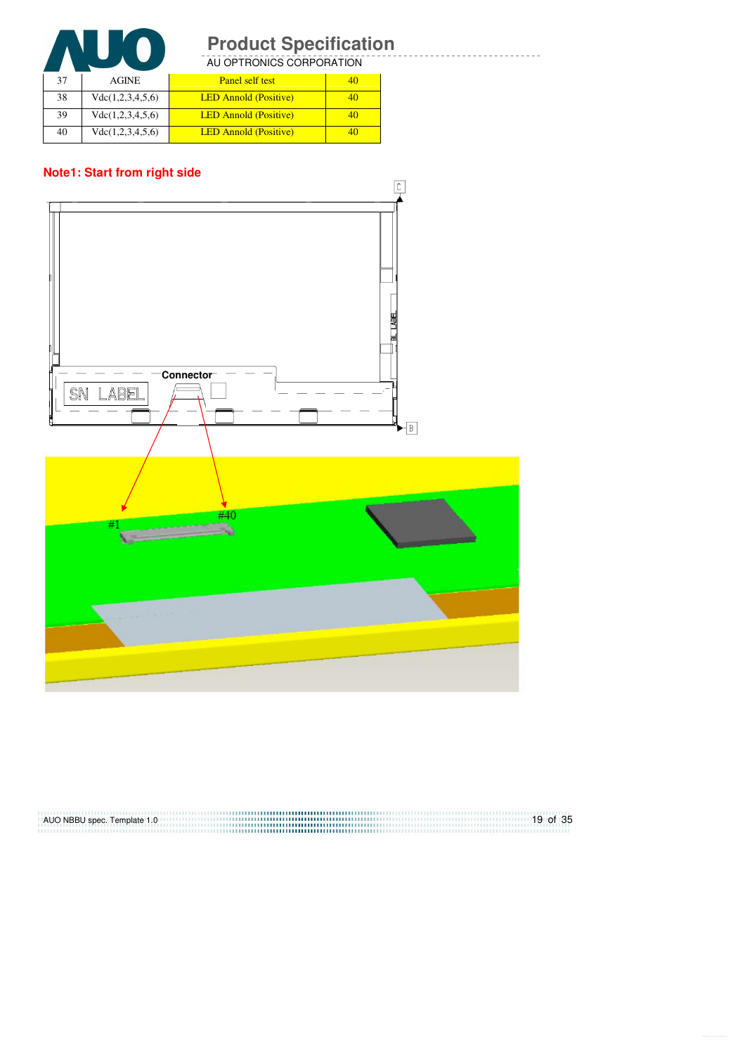| 37 | AGINE | Panel self test | 40 |
|---|---|---|---|
| 38 | Vdc(1,2,3,4,5,6) | LED Annold (Positive) | 40 |
| 39 | Vdc(1,2,3,4,5,6) | LED Annold (Positive) | 40 |
| 40 | Vdc(1,2,3,4,5,6) | LED Annold (Positive) | 40 |

**Note1: Start from right side**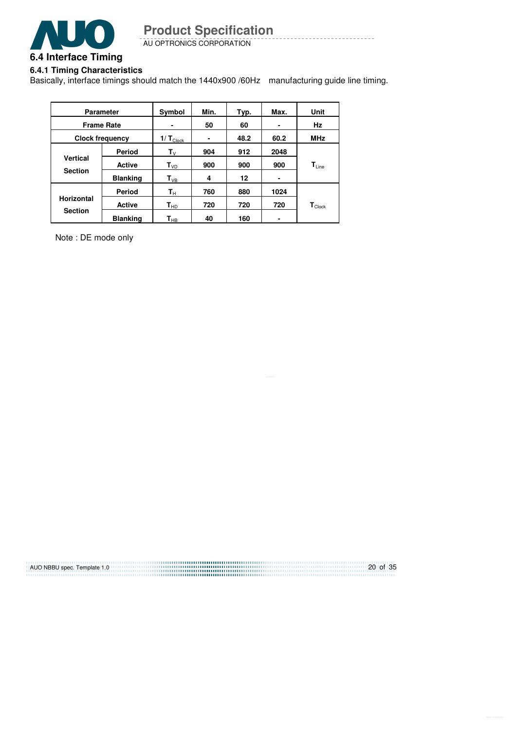## 6.4 Interface Timing

### 6.4.1 Timing Characteristics

Basically, interface timings should match the 1440x900 /60Hz manufacturing guide line timing.

| Parameter | | Symbol | Min. | Typ. | Max. | Unit |
|---|---|---|---|---|---|---|
| Frame Rate | | - | 50 | 60 | - | Hz |
| Clock frequency | | $1/T_{Clock}$ | - | 48.2 | 60.2 | MHz |
| Vertical Section | Period | $T_V$ | 904 | 912 | 2048 | $T_{Line}$ |
| | Active | $T_{VD}$ | 900 | 900 | 900 | |
| | Blanking | $T_{VB}$ | 4 | 12 | - | |
| Horizontal Section | Period | $T_H$ | 760 | 880 | 1024 | $T_{Clock}$ |
| | Active | $T_{HD}$ | 720 | 720 | 720 | |
| | Blanking | $T_{HB}$ | 40 | 160 | - | |

Note : DE mode only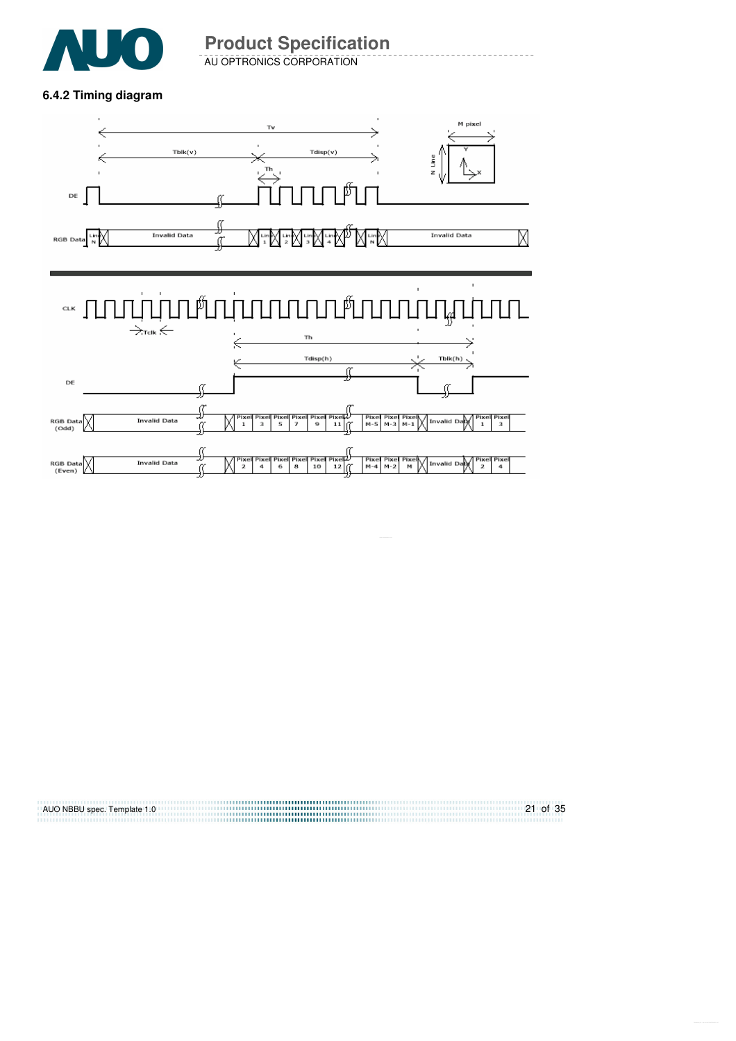### 6.4.2 Timing diagram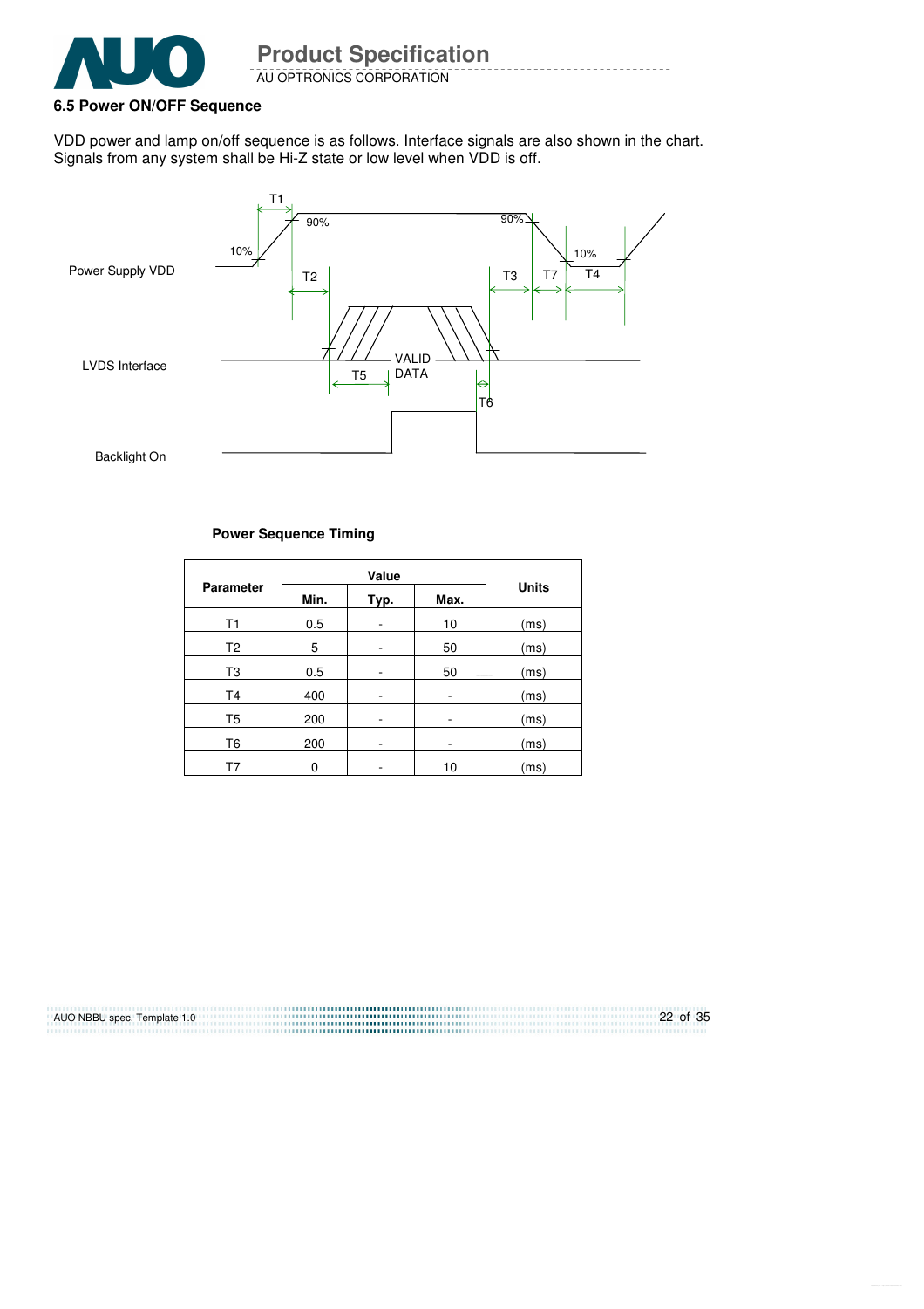## 6.5 Power ON/OFF Sequence

VDD power and lamp on/off sequence is as follows. Interface signals are also shown in the chart. Signals from any system shall be Hi-Z state or low level when VDD is off.

Power Supply VDD

LVDS Interface

Backlight On

T1 T2 T3 T4 T5 T6 T7 90% 10% VALID DATA

**Power Sequence Timing**

| Parameter | Value | | | Units |
|---|---|---|---|---|
| | Min. | Typ. | Max. | |
| T1 | 0.5 | - | 10 | (ms) |
| T2 | 5 | - | 50 | (ms) |
| T3 | 0.5 | - | 50 | (ms) |
| T4 | 400 | - | - | (ms) |
| T5 | 200 | - | - | (ms) |
| T6 | 200 | - | - | (ms) |
| T7 | 0 | - | 10 | (ms) |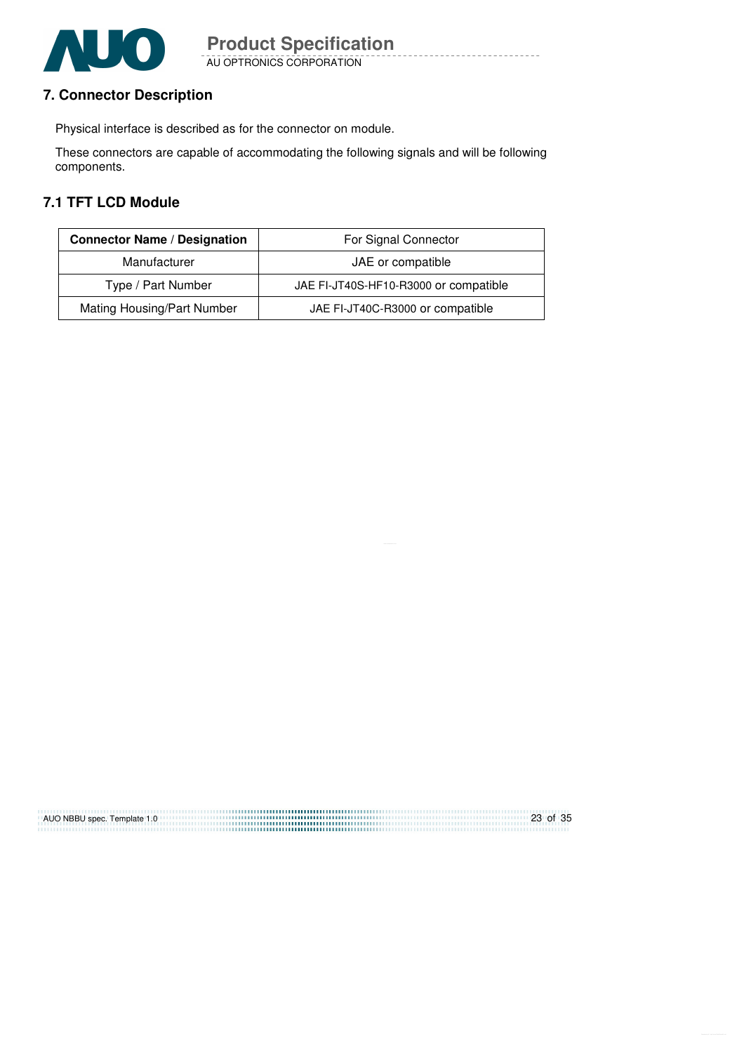## 7. Connector Description

Physical interface is described as for the connector on module.

These connectors are capable of accommodating the following signals and will be following components.

### 7.1 TFT LCD Module

| **Connector Name / Designation** | For Signal Connector |
|---|---|
| Manufacturer | JAE or compatible |
| Type / Part Number | JAE FI-JT40S-HF10-R3000 or compatible |
| Mating Housing/Part Number | JAE FI-JT40C-R3000 or compatible |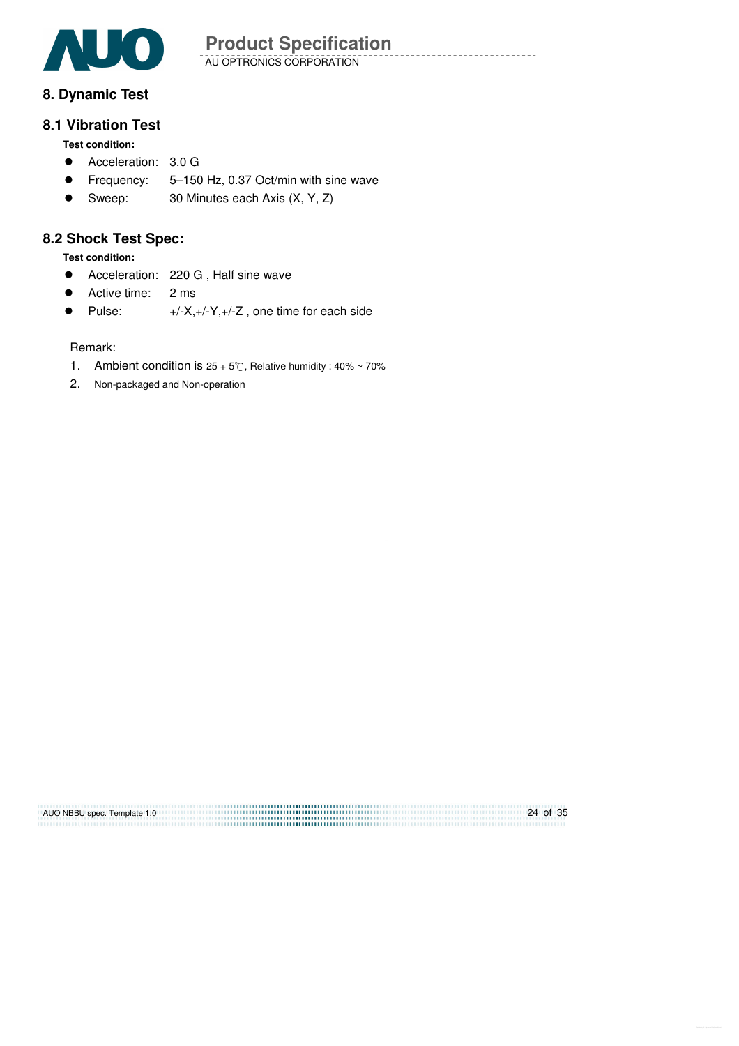## 8. Dynamic Test

### 8.1 Vibration Test

**Test condition:**

- Acceleration: 3.0 G
- Frequency: 5–150 Hz, 0.37 Oct/min with sine wave
- Sweep: 30 Minutes each Axis (X, Y, Z)

### 8.2 Shock Test Spec:

**Test condition:**

- Acceleration: 220 G , Half sine wave
- Active time: 2 ms
- Pulse: +/-X,+/-Y,+/-Z , one time for each side

Remark:

1. Ambient condition is 25 $\pm$ 5℃, Relative humidity : 40% ~ 70%
2. Non-packaged and Non-operation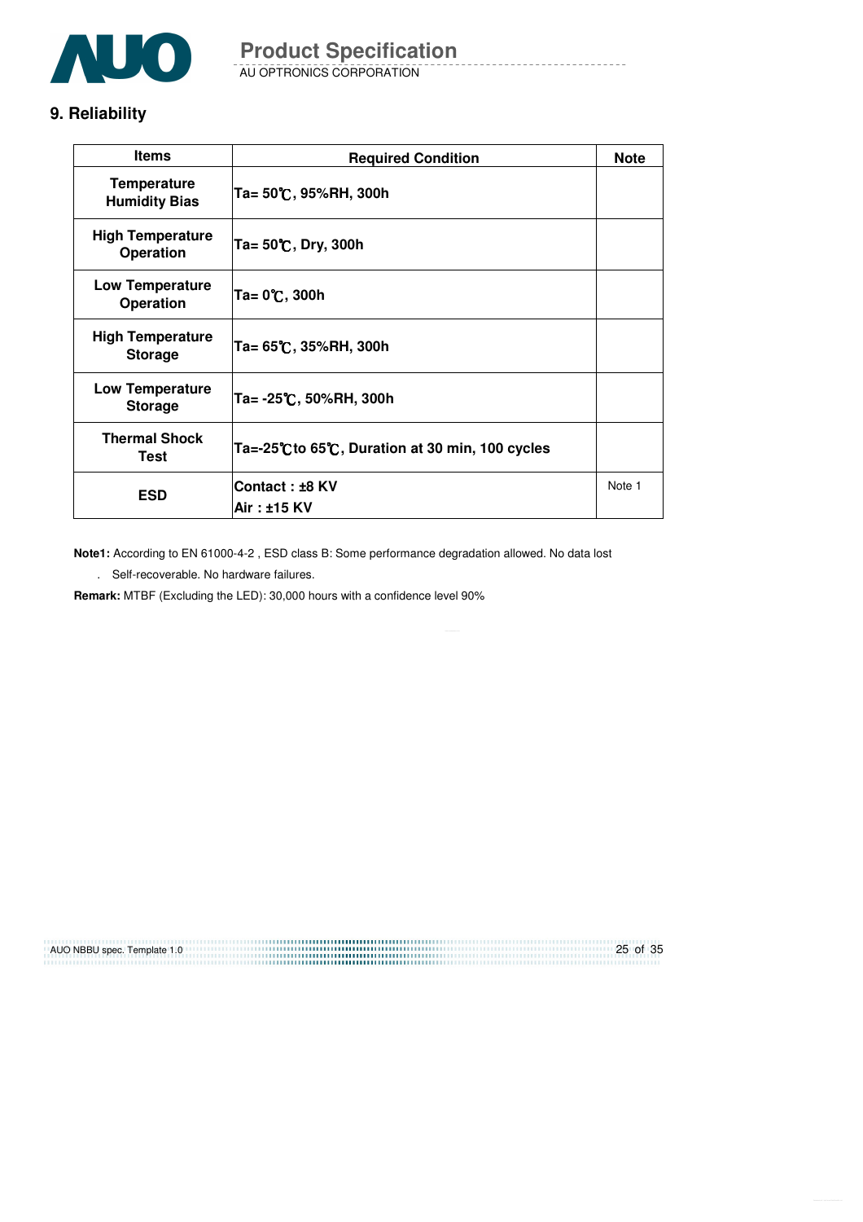## 9. Reliability

| Items | Required Condition | Note |
|---|---|---|
| Temperature Humidity Bias | Ta= 50℃, 95%RH, 300h | |
| High Temperature Operation | Ta= 50℃, Dry, 300h | |
| Low Temperature Operation | Ta= 0℃, 300h | |
| High Temperature Storage | Ta= 65℃, 35%RH, 300h | |
| Low Temperature Storage | Ta= -25℃, 50%RH, 300h | |
| Thermal Shock Test | Ta=-25℃to 65℃, Duration at 30 min, 100 cycles | |
| ESD | Contact : ±8 KV<br>Air : ±15 KV | Note 1 |

**Note1:** According to EN 61000-4-2 , ESD class B: Some performance degradation allowed. No data lost

. Self-recoverable. No hardware failures.

**Remark:** MTBF (Excluding the LED): 30,000 hours with a confidence level 90%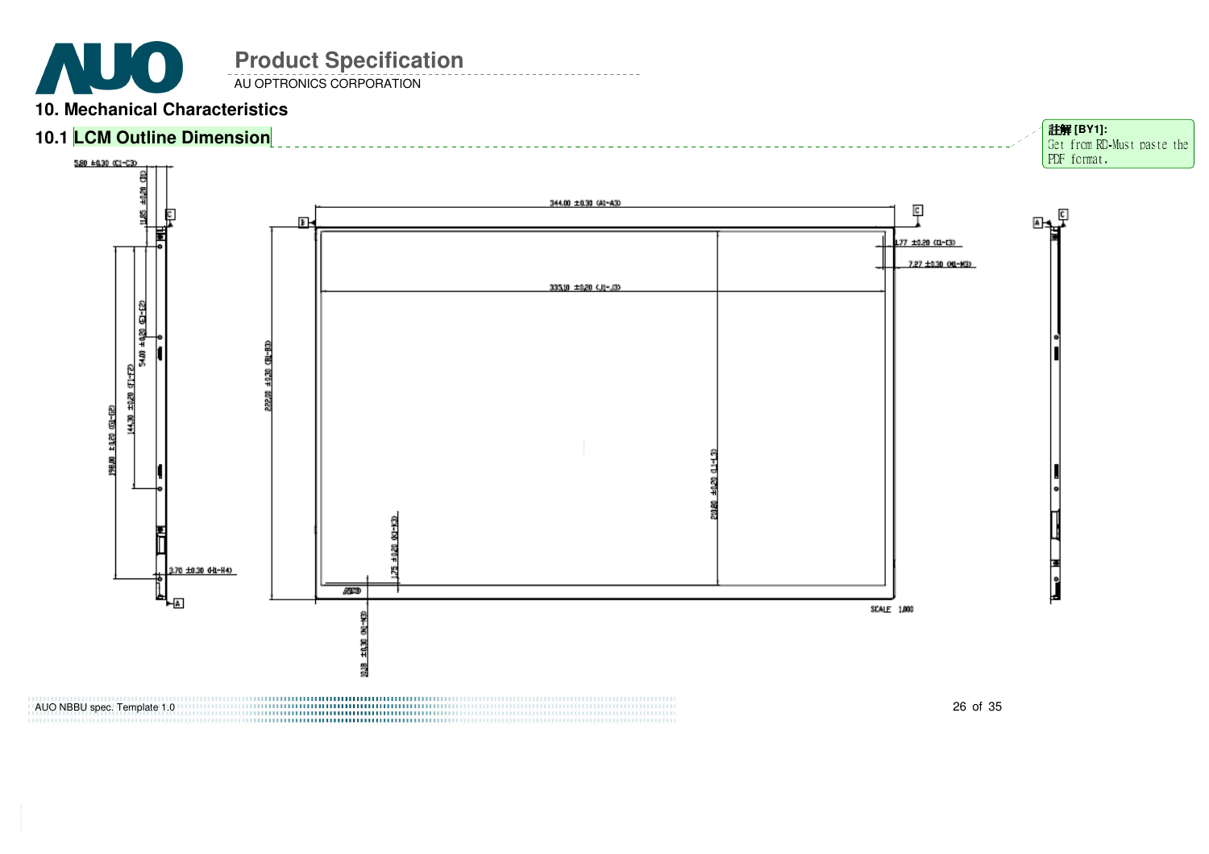## 10. Mechanical Characteristics

### 10.1 LCM Outline Dimension

註解 [BY1]: Get from RD-Must paste the PDF format.

5.80 ±0.30 (C1-C3)

11.65 ±0.20 (D1)

54.00 ±0.20 (E1-E2)

144.30 ±0.20 (F1-F2)

198.00 ±0.20 (G1-G2)

3.70 ±0.30 (H1-H4)

344.00 ±0.30 (A1-A3)

222.30 ±0.30 (B1-B3)

1.77 ±0.20 (I1-I3)

7.27 ±0.30 (M1-M3)

335.10 ±0.20 (J1-J3)

210.80 ±0.20 (L1-L3)

1.75 ±0.20 (K1-K3)

10.18 ±0.30 (N1-N3)

SCALE 1.000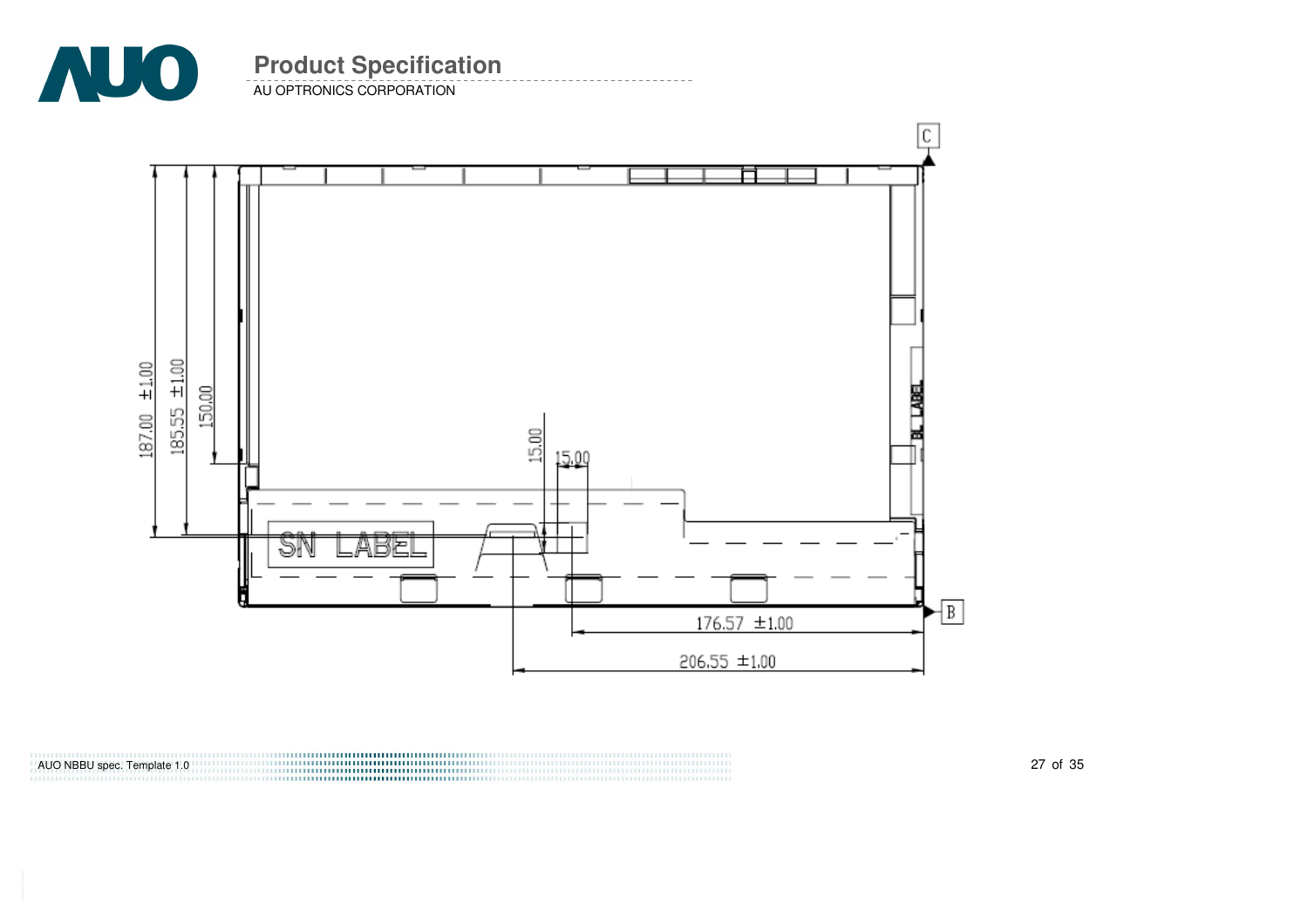C

187.00 ±1.00

185.55 ±1.00

150.00

15.00

15.00

SN LABEL

BL LABEL

B

176.57 ±1.00

206.55 ±1.00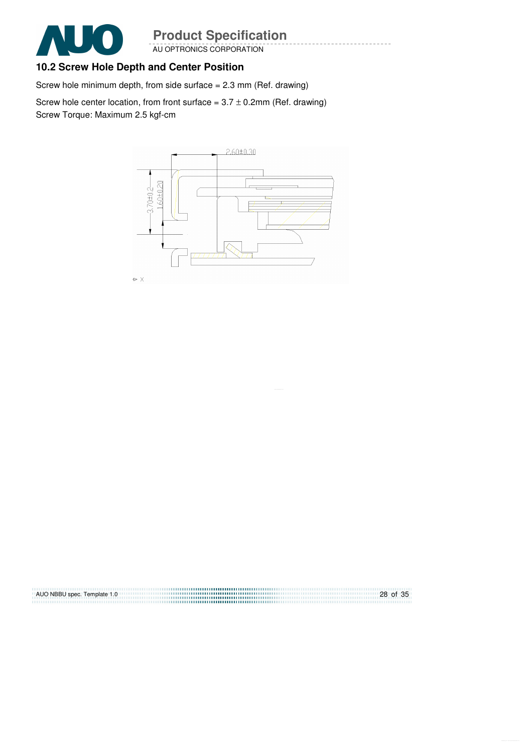## 10.2 Screw Hole Depth and Center Position

Screw hole minimum depth, from side surface = 2.3 mm (Ref. drawing)

Screw hole center location, from front surface = 3.7 ± 0.2mm (Ref. drawing)

Screw Torque: Maximum 2.5 kgf-cm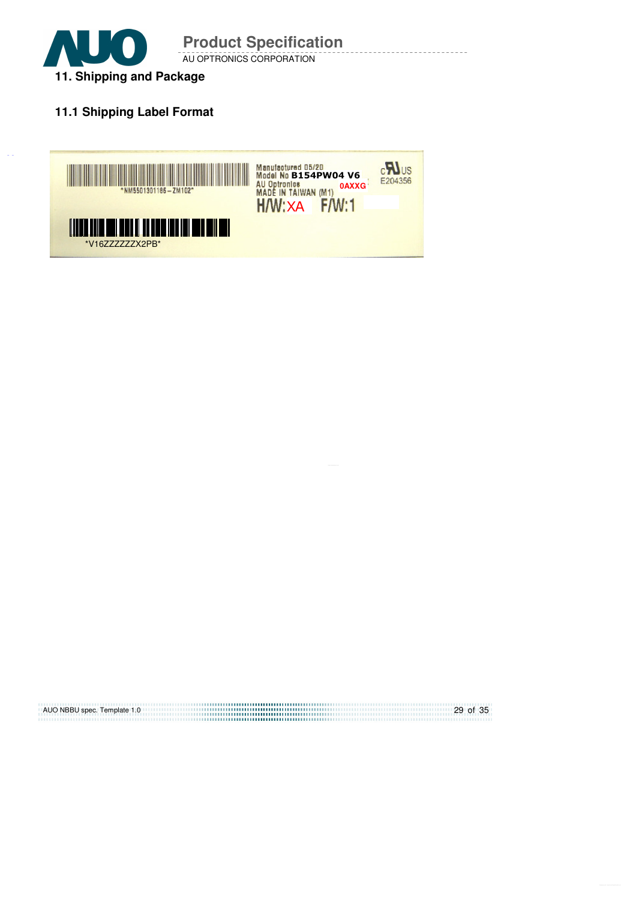## 11. Shipping and Package

### 11.1 Shipping Label Format

*NM5501301186 – ZM102*

Manufactured 05/20
Model No **B154PW04 V6**
AU Optronics **0AXG**
MADE IN TAIWAN (M1)
H/W:XA F/W:1

c US
E204356

*V16ZZZZZZX2PB*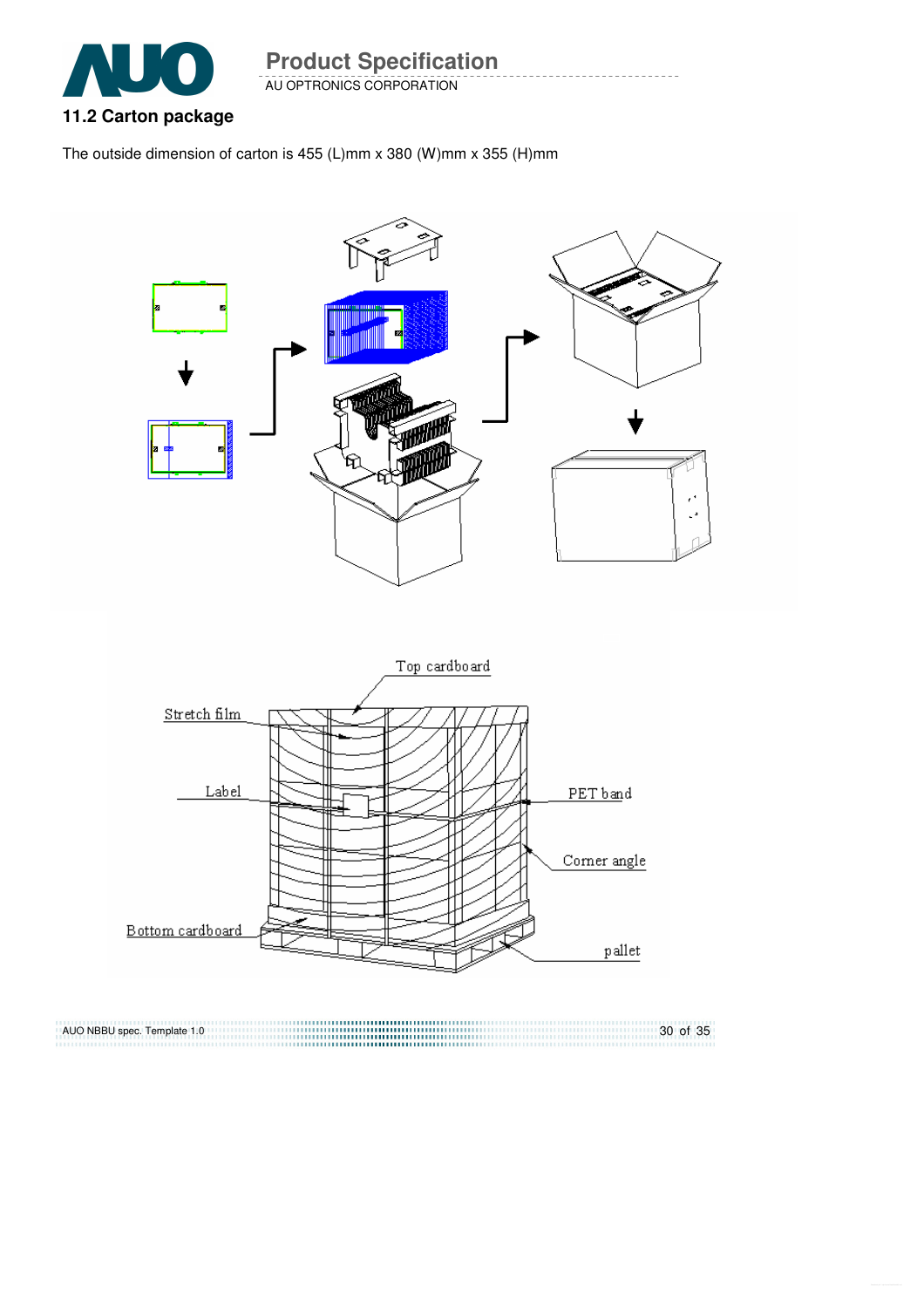### 11.2 Carton package

The outside dimension of carton is 455 (L)mm x 380 (W)mm x 355 (H)mm

Top cardboard

Stretch film

Label

PET band

Corner angle

Bottom cardboard

pallet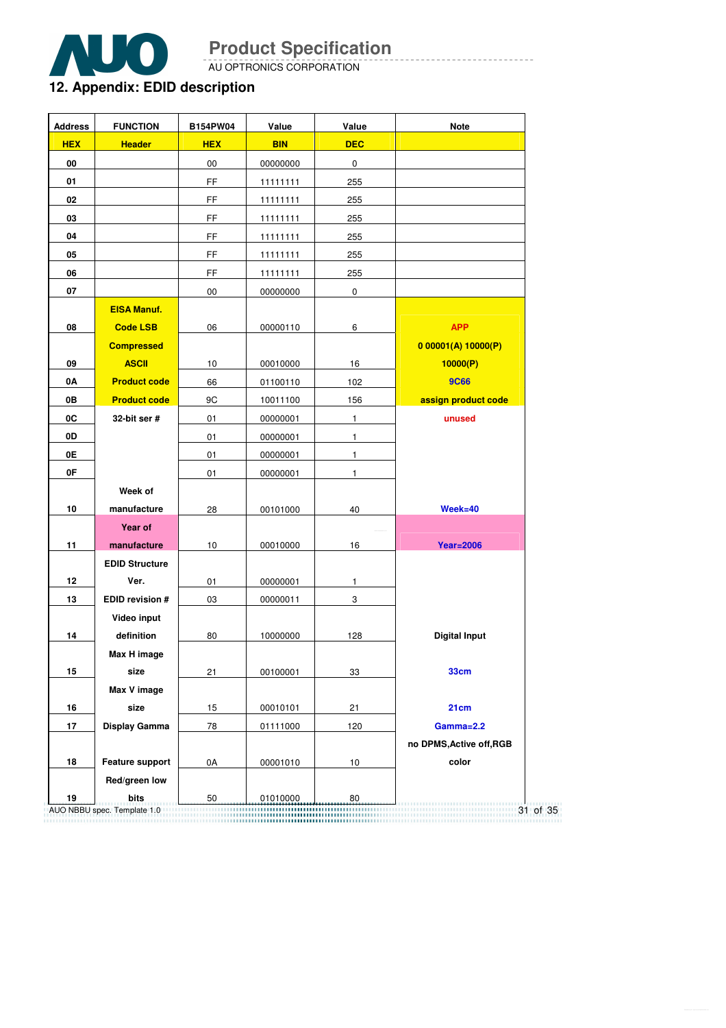## 12. Appendix: EDID description

| Address | FUNCTION | B154PW04 | Value | Value | Note |
|---|---|---|---|---|---|
| HEX | Header | HEX | BIN | DEC | |
| 00 | | 00 | 00000000 | 0 | |
| 01 | | FF | 11111111 | 255 | |
| 02 | | FF | 11111111 | 255 | |
| 03 | | FF | 11111111 | 255 | |
| 04 | | FF | 11111111 | 255 | |
| 05 | | FF | 11111111 | 255 | |
| 06 | | FF | 11111111 | 255 | |
| 07 | | 00 | 00000000 | 0 | |
| 08 | EISA Manuf. Code LSB | 06 | 00000110 | 6 | APP |
| 09 | Compressed ASCII | 10 | 00010000 | 16 | 0 00001(A) 10000(P) 10000(P) |
| 0A | Product code | 66 | 01100110 | 102 | 9C66 |
| 0B | Product code | 9C | 10011100 | 156 | assign product code |
| 0C | 32-bit ser # | 01 | 00000001 | 1 | unused |
| 0D | | 01 | 00000001 | 1 | |
| 0E | | 01 | 00000001 | 1 | |
| 0F | | 01 | 00000001 | 1 | |
| 10 | Week of manufacture | 28 | 00101000 | 40 | Week=40 |
| 11 | Year of manufacture | 10 | 00010000 | 16 | Year=2006 |
| 12 | EDID Structure Ver. | 01 | 00000001 | 1 | |
| 13 | EDID revision # | 03 | 00000011 | 3 | |
| 14 | Video input definition | 80 | 10000000 | 128 | Digital Input |
| 15 | Max H image size | 21 | 00100001 | 33 | 33cm |
| 16 | Max V image size | 15 | 00010101 | 21 | 21cm |
| 17 | Display Gamma | 78 | 01111000 | 120 | Gamma=2.2 |
| 18 | Feature support | 0A | 00001010 | 10 | no DPMS,Active off,RGB color |
| 19 | Red/green low bits | 50 | 01010000 | 80 | |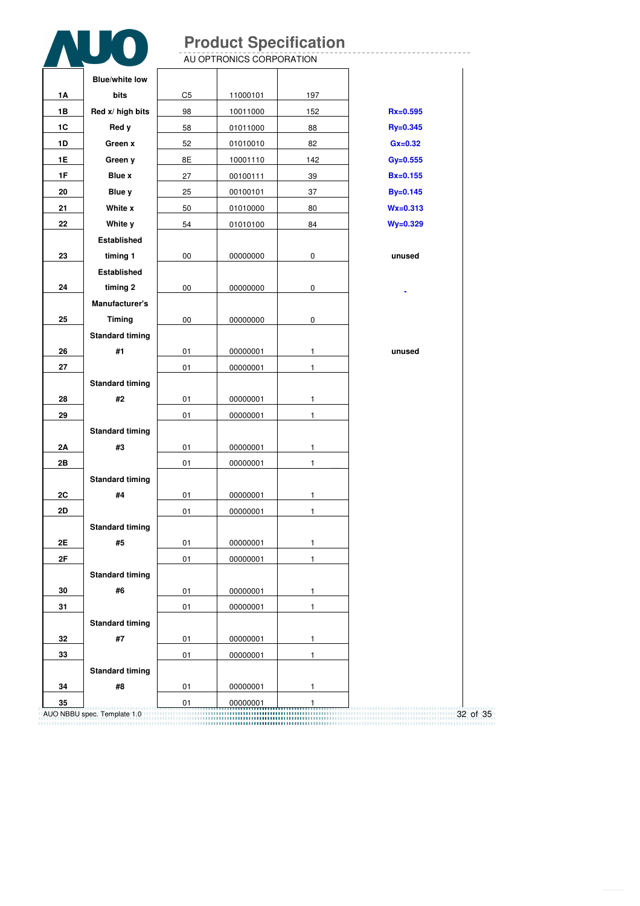| | | | | | |
|---|---|---|---|---|---|
| 1A | Blue/white low bits | C5 | 11000101 | 197 | |
| 1B | Red x/ high bits | 98 | 10011000 | 152 | Rx=0.595 |
| 1C | Red y | 58 | 01011000 | 88 | Ry=0.345 |
| 1D | Green x | 52 | 01010010 | 82 | Gx=0.32 |
| 1E | Green y | 8E | 10001110 | 142 | Gy=0.555 |
| 1F | Blue x | 27 | 00100111 | 39 | Bx=0.155 |
| 20 | Blue y | 25 | 00100101 | 37 | By=0.145 |
| 21 | White x | 50 | 01010000 | 80 | Wx=0.313 |
| 22 | White y | 54 | 01010100 | 84 | Wy=0.329 |
| 23 | Established timing 1 | 00 | 00000000 | 0 | unused |
| 24 | Established timing 2 | 00 | 00000000 | 0 | |
| 25 | Manufacturer's Timing | 00 | 00000000 | 0 | |
| 26 | Standard timing #1 | 01 | 00000001 | 1 | unused |
| 27 | | 01 | 00000001 | 1 | |
| 28 | Standard timing #2 | 01 | 00000001 | 1 | |
| 29 | | 01 | 00000001 | 1 | |
| 2A | Standard timing #3 | 01 | 00000001 | 1 | |
| 2B | | 01 | 00000001 | 1 | |
| 2C | Standard timing #4 | 01 | 00000001 | 1 | |
| 2D | | 01 | 00000001 | 1 | |
| 2E | Standard timing #5 | 01 | 00000001 | 1 | |
| 2F | | 01 | 00000001 | 1 | |
| 30 | Standard timing #6 | 01 | 00000001 | 1 | |
| 31 | | 01 | 00000001 | 1 | |
| 32 | Standard timing #7 | 01 | 00000001 | 1 | |
| 33 | | 01 | 00000001 | 1 | |
| 34 | Standard timing #8 | 01 | 00000001 | 1 | |
| 35 | | 01 | 00000001 | 1 | |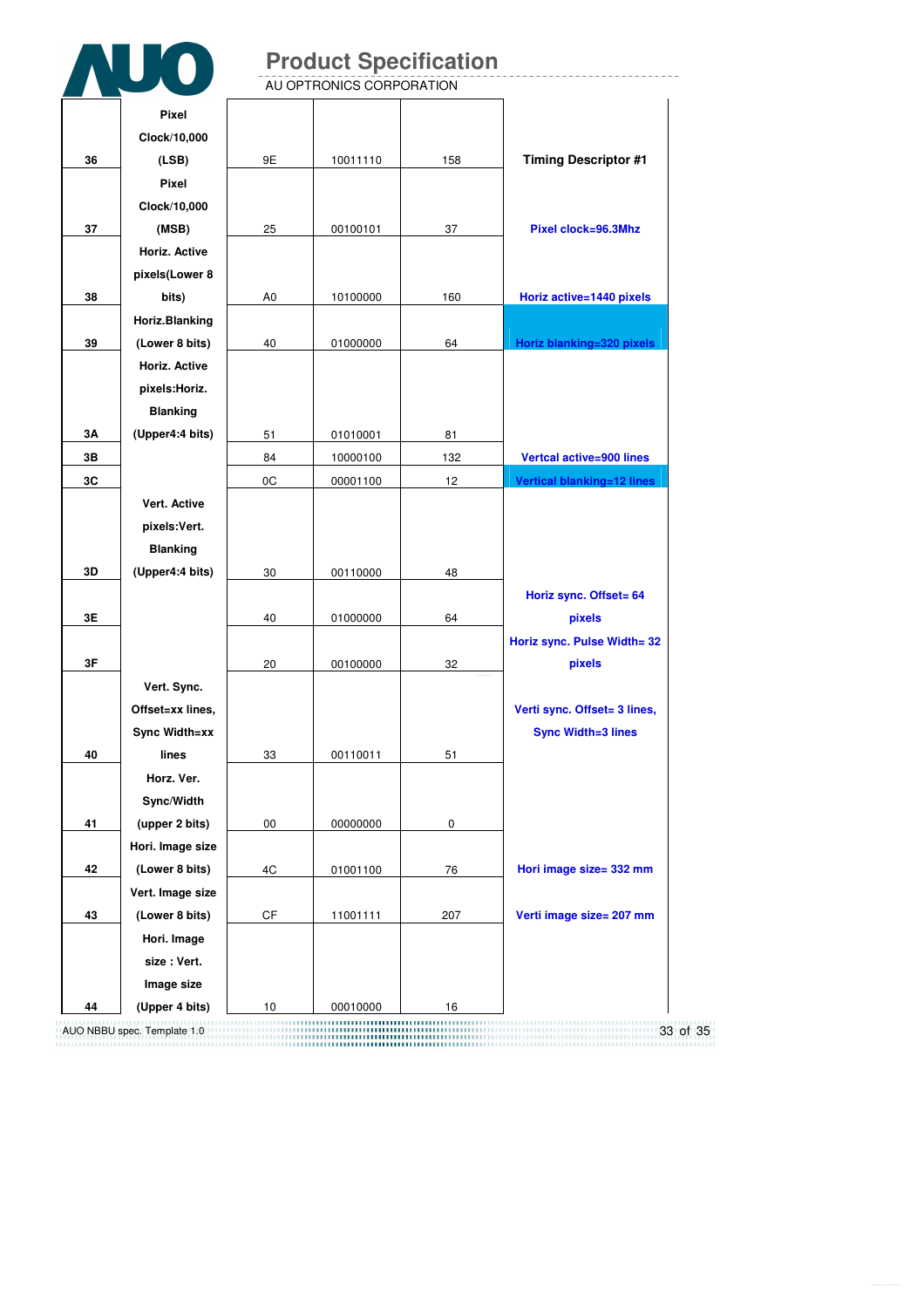| | | | | | |
|---|---|---|---|---|---|
| 36 | Pixel Clock/10,000 (LSB) | 9E | 10011110 | 158 | Timing Descriptor #1 |
| 37 | Pixel Clock/10,000 (MSB) | 25 | 00100101 | 37 | Pixel clock=96.3Mhz |
| 38 | Horiz. Active pixels(Lower 8 bits) | A0 | 10100000 | 160 | Horiz active=1440 pixels |
| 39 | Horiz.Blanking (Lower 8 bits) | 40 | 01000000 | 64 | Horiz blanking=320 pixels |
| 3A | Horiz. Active pixels:Horiz. Blanking (Upper4:4 bits) | 51 | 01010001 | 81 | |
| 3B | | 84 | 10000100 | 132 | Vertcal active=900 lines |
| 3C | | 0C | 00001100 | 12 | Vertical blanking=12 lines |
| 3D | Vert. Active pixels:Vert. Blanking (Upper4:4 bits) | 30 | 00110000 | 48 | |
| 3E | | 40 | 01000000 | 64 | Horiz sync. Offset= 64 pixels |
| 3F | | 20 | 00100000 | 32 | Horiz sync. Pulse Width= 32 pixels |
| 40 | Vert. Sync. Offset=xx lines, Sync Width=xx lines | 33 | 00110011 | 51 | Verti sync. Offset= 3 lines, Sync Width=3 lines |
| 41 | Horz. Ver. Sync/Width (upper 2 bits) | 00 | 00000000 | 0 | |
| 42 | Hori. Image size (Lower 8 bits) | 4C | 01001100 | 76 | Hori image size= 332 mm |
| 43 | Vert. Image size (Lower 8 bits) | CF | 11001111 | 207 | Verti image size= 207 mm |
| 44 | Hori. Image size : Vert. Image size (Upper 4 bits) | 10 | 00010000 | 16 | |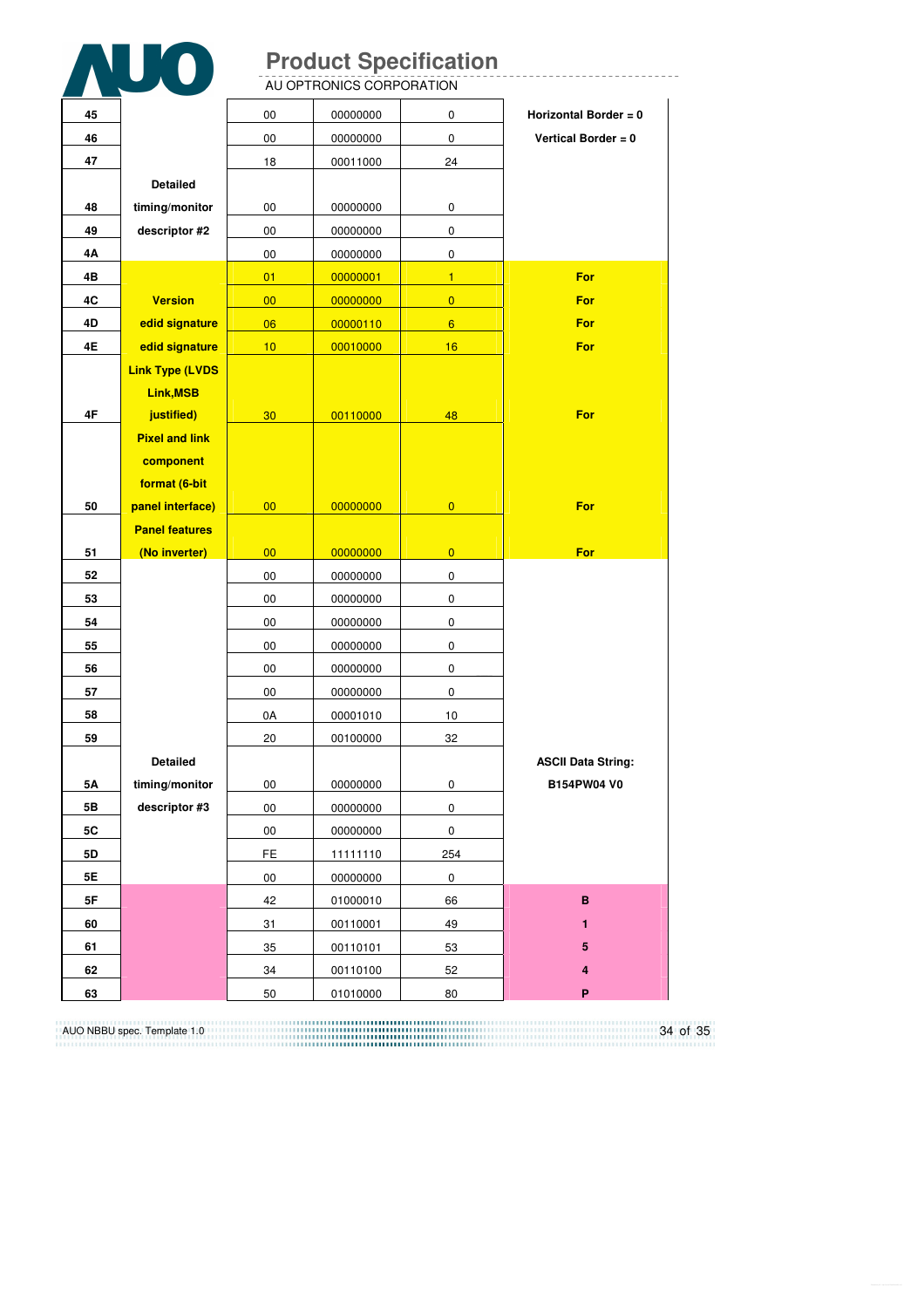| | | | | | |
|---|---|---|---|---|---|
| **45** | | 00 | 00000000 | 0 | **Horizontal Border = 0** |
| **46** | | 00 | 00000000 | 0 | **Vertical Border = 0** |
| **47** | | 18 | 00011000 | 24 | |
| **48** | **Detailed timing/monitor descriptor #2** | 00 | 00000000 | 0 | |
| **49** | | 00 | 00000000 | 0 | |
| **4A** | | 00 | 00000000 | 0 | |
| **4B** | | 01 | 00000001 | 1 | **For** |
| **4C** | **Version** | 00 | 00000000 | 0 | **For** |
| **4D** | **edid signature** | 06 | 00000110 | 6 | **For** |
| **4E** | **edid signature** | 10 | 00010000 | 16 | **For** |
| **4F** | **Link Type (LVDS Link,MSB justified)** | 30 | 00110000 | 48 | **For** |
| **50** | **Pixel and link component format (6-bit panel interface)** | 00 | 00000000 | 0 | **For** |
| **51** | **Panel features (No inverter)** | 00 | 00000000 | 0 | **For** |
| **52** | | 00 | 00000000 | 0 | |
| **53** | | 00 | 00000000 | 0 | |
| **54** | | 00 | 00000000 | 0 | |
| **55** | | 00 | 00000000 | 0 | |
| **56** | | 00 | 00000000 | 0 | |
| **57** | | 00 | 00000000 | 0 | |
| **58** | | 0A | 00001010 | 10 | |
| **59** | | 20 | 00100000 | 32 | |
| **5A** | **Detailed timing/monitor descriptor #3** | 00 | 00000000 | 0 | **ASCII Data String: B154PW04 V0** |
| **5B** | | 00 | 00000000 | 0 | |
| **5C** | | 00 | 00000000 | 0 | |
| **5D** | | FE | 11111110 | 254 | |
| **5E** | | 00 | 00000000 | 0 | |
| **5F** | | 42 | 01000010 | 66 | **B** |
| **60** | | 31 | 00110001 | 49 | **1** |
| **61** | | 35 | 00110101 | 53 | **5** |
| **62** | | 34 | 00110100 | 52 | **4** |
| **63** | | 50 | 01010000 | 80 | **P** |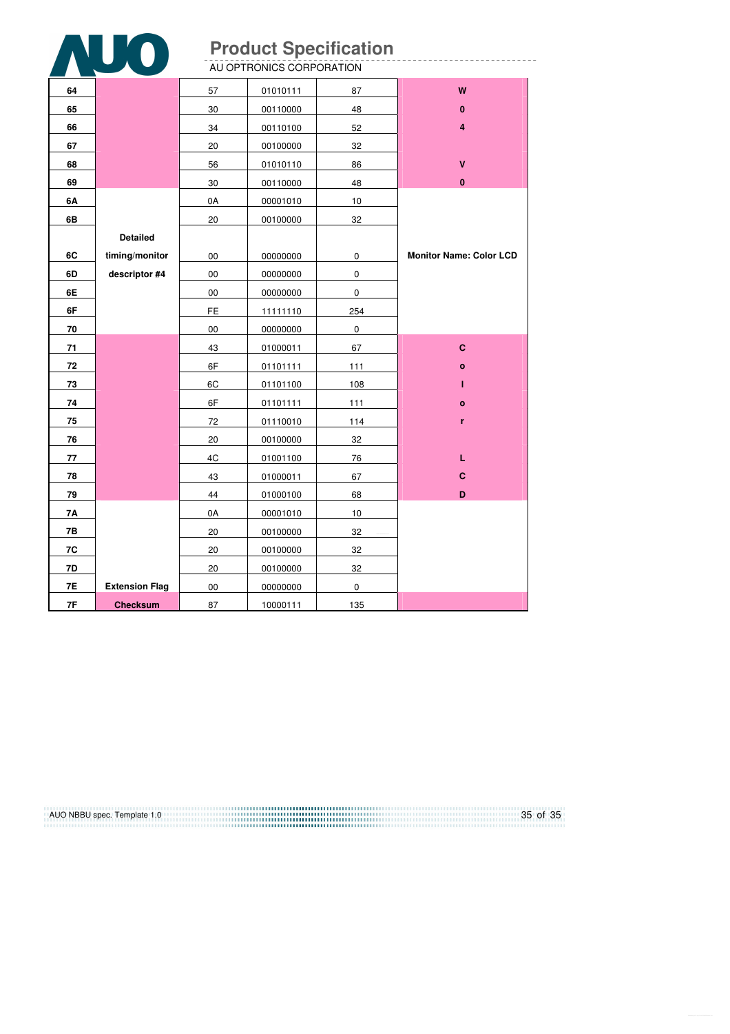| | | | | | |
|---|---|---|---|---|---|
| 64 | | 57 | 01010111 | 87 | W |
| 65 | | 30 | 00110000 | 48 | 0 |
| 66 | | 34 | 00110100 | 52 | 4 |
| 67 | | 20 | 00100000 | 32 | |
| 68 | | 56 | 01010110 | 86 | V |
| 69 | | 30 | 00110000 | 48 | 0 |
| 6A | | 0A | 00001010 | 10 | |
| 6B | | 20 | 00100000 | 32 | |
| 6C | Detailed timing/monitor descriptor #4 | 00 | 00000000 | 0 | Monitor Name: Color LCD |
| 6D | | 00 | 00000000 | 0 | |
| 6E | | 00 | 00000000 | 0 | |
| 6F | | FE | 11111110 | 254 | |
| 70 | | 00 | 00000000 | 0 | |
| 71 | | 43 | 01000011 | 67 | C |
| 72 | | 6F | 01101111 | 111 | o |
| 73 | | 6C | 01101100 | 108 | l |
| 74 | | 6F | 01101111 | 111 | o |
| 75 | | 72 | 01110010 | 114 | r |
| 76 | | 20 | 00100000 | 32 | |
| 77 | | 4C | 01001100 | 76 | L |
| 78 | | 43 | 01000011 | 67 | C |
| 79 | | 44 | 01000100 | 68 | D |
| 7A | | 0A | 00001010 | 10 | |
| 7B | | 20 | 00100000 | 32 | |
| 7C | | 20 | 00100000 | 32 | |
| 7D | | 20 | 00100000 | 32 | |
| 7E | Extension Flag | 00 | 00000000 | 0 | |
| 7F | Checksum | 87 | 10000111 | 135 | |